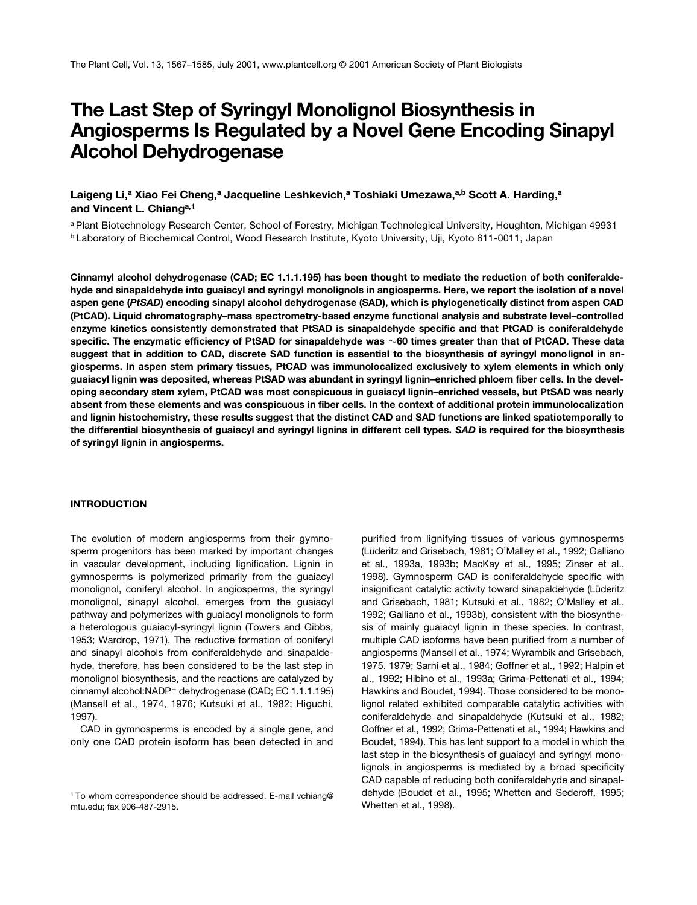# The Last Step of Syringyl Monolignol Biosynthesis in Angiosperms Is Regulated by a Novel Gene Encoding Sinapyl Alcohol Dehydrogenase

**Laigeng Li,[a] Xiao Fei Cheng,[a] Jacqueline Leshkevich,[a] Toshiaki Umezawa,[a,b] Scott A. Harding,[a] and Vincent L. Chiang[a,1]**

[a] Plant Biotechnology Research Center, School of Forestry, Michigan Technological University, Houghton, Michigan 49931
[b] Laboratory of Biochemical Control, Wood Research Institute, Kyoto University, Uji, Kyoto 611-0011, Japan

**Cinnamyl alcohol dehydrogenase (CAD; EC 1.1.1.195) has been thought to mediate the reduction of both coniferaldehyde and sinapaldehyde into guaiacyl and syringyl monolignols in angiosperms. Here, we report the isolation of a novel aspen gene (*PtSAD*) encoding sinapyl alcohol dehydrogenase (SAD), which is phylogenetically distinct from aspen CAD (PtCAD). Liquid chromatography–mass spectrometry-based enzyme functional analysis and substrate level–controlled enzyme kinetics consistently demonstrated that PtSAD is sinapaldehyde specific and that PtCAD is coniferaldehyde specific. The enzymatic efficiency of PtSAD for sinapaldehyde was ~60 times greater than that of PtCAD. These data suggest that in addition to CAD, discrete SAD function is essential to the biosynthesis of syringyl monolignol in angiosperms. In aspen stem primary tissues, PtCAD was immunolocalized exclusively to xylem elements in which only guaiacyl lignin was deposited, whereas PtSAD was abundant in syringyl lignin–enriched phloem fiber cells. In the developing secondary stem xylem, PtCAD was most conspicuous in guaiacyl lignin–enriched vessels, but PtSAD was nearly absent from these elements and was conspicuous in fiber cells. In the context of additional protein immunolocalization and lignin histochemistry, these results suggest that the distinct CAD and SAD functions are linked spatiotemporally to the differential biosynthesis of guaiacyl and syringyl lignins in different cell types. *SAD* is required for the biosynthesis of syringyl lignin in angiosperms.**

## INTRODUCTION

The evolution of modern angiosperms from their gymnosperm progenitors has been marked by important changes in vascular development, including lignification. Lignin in gymnosperms is polymerized primarily from the guaiacyl monolignol, coniferyl alcohol. In angiosperms, the syringyl monolignol, sinapyl alcohol, emerges from the guaiacyl pathway and polymerizes with guaiacyl monolignols to form a heterologous guaiacyl-syringyl lignin (Towers and Gibbs, 1953; Wardrop, 1971). The reductive formation of coniferyl and sinapyl alcohols from coniferaldehyde and sinapaldehyde, therefore, has been considered to be the last step in monolignol biosynthesis, and the reactions are catalyzed by cinnamyl alcohol:NADP$^+$ dehydrogenase (CAD; EC 1.1.1.195) (Mansell et al., 1974, 1976; Kutsuki et al., 1982; Higuchi, 1997).

CAD in gymnosperms is encoded by a single gene, and only one CAD protein isoform has been detected in and purified from lignifying tissues of various gymnosperms (Lüderitz and Grisebach, 1981; O'Malley et al., 1992; Galliano et al., 1993a, 1993b; MacKay et al., 1995; Zinser et al., 1998). Gymnosperm CAD is coniferaldehyde specific with insignificant catalytic activity toward sinapaldehyde (Lüderitz and Grisebach, 1981; Kutsuki et al., 1982; O'Malley et al., 1992; Galliano et al., 1993b), consistent with the biosynthesis of mainly guaiacyl lignin in these species. In contrast, multiple CAD isoforms have been purified from a number of angiosperms (Mansell et al., 1974; Wyrambik and Grisebach, 1975, 1979; Sarni et al., 1984; Goffner et al., 1992; Halpin et al., 1992; Hibino et al., 1993a; Grima-Pettenati et al., 1994; Hawkins and Boudet, 1994). Those considered to be monolignol related exhibited comparable catalytic activities with coniferaldehyde and sinapaldehyde (Kutsuki et al., 1982; Goffner et al., 1992; Grima-Pettenati et al., 1994; Hawkins and Boudet, 1994). This has lent support to a model in which the last step in the biosynthesis of guaiacyl and syringyl monolignols in angiosperms is mediated by a broad specificity CAD capable of reducing both coniferaldehyde and sinapaldehyde (Boudet et al., 1995; Whetten and Sederoff, 1995; Whetten et al., 1998).

[1] To whom correspondence should be addressed. E-mail vchiang@mtu.edu; fax 906-487-2915.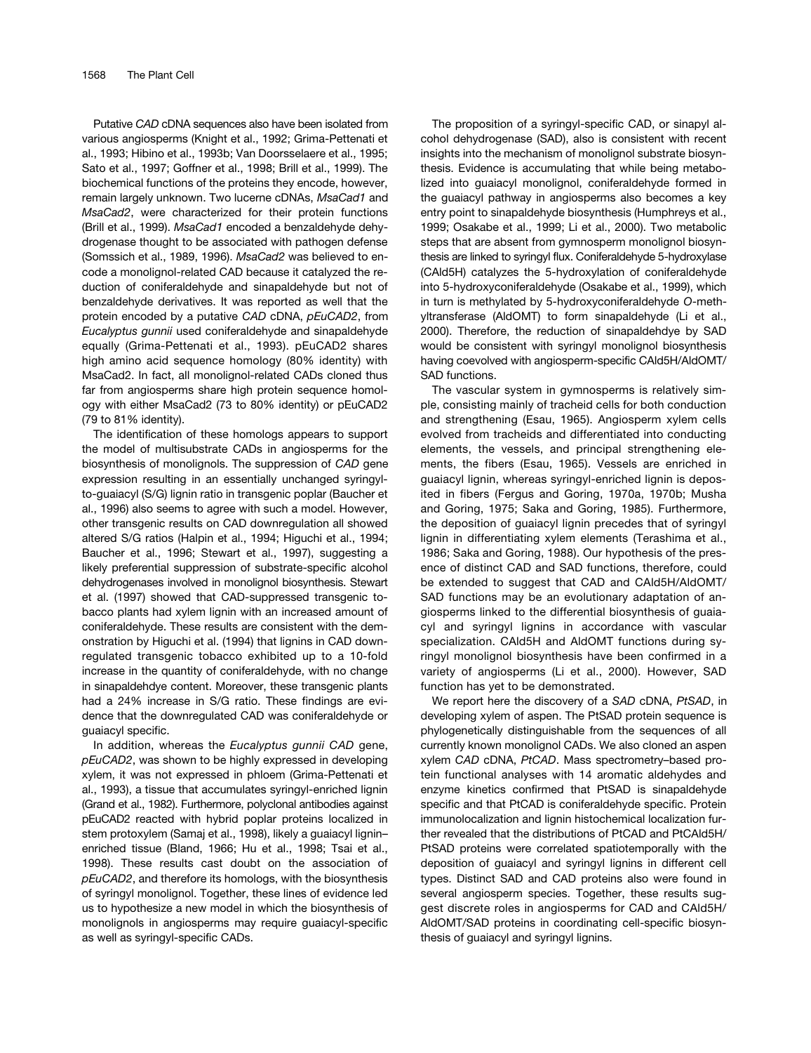Putative *CAD* cDNA sequences also have been isolated from various angiosperms (Knight et al., 1992; Grima-Pettenati et al., 1993; Hibino et al., 1993b; Van Doorsselaere et al., 1995; Sato et al., 1997; Goffner et al., 1998; Brill et al., 1999). The biochemical functions of the proteins they encode, however, remain largely unknown. Two lucerne cDNAs, *MsaCad1* and *MsaCad2*, were characterized for their protein functions (Brill et al., 1999). *MsaCad1* encoded a benzaldehyde dehydrogenase thought to be associated with pathogen defense (Somssich et al., 1989, 1996). *MsaCad2* was believed to encode a monolignol-related CAD because it catalyzed the reduction of coniferaldehyde and sinapaldehyde but not of benzaldehyde derivatives. It was reported as well that the protein encoded by a putative *CAD* cDNA, *pEuCAD2*, from *Eucalyptus gunnii* used coniferaldehyde and sinapaldehyde equally (Grima-Pettenati et al., 1993). pEuCAD2 shares high amino acid sequence homology (80% identity) with MsaCad2. In fact, all monolignol-related CADs cloned thus far from angiosperms share high protein sequence homology with either MsaCad2 (73 to 80% identity) or pEuCAD2 (79 to 81% identity).

The identification of these homologs appears to support the model of multisubstrate CADs in angiosperms for the biosynthesis of monolignols. The suppression of *CAD* gene expression resulting in an essentially unchanged syringyl-to-guaiacyl (S/G) lignin ratio in transgenic poplar (Baucher et al., 1996) also seems to agree with such a model. However, other transgenic results on CAD downregulation all showed altered S/G ratios (Halpin et al., 1994; Higuchi et al., 1994; Baucher et al., 1996; Stewart et al., 1997), suggesting a likely preferential suppression of substrate-specific alcohol dehydrogenases involved in monolignol biosynthesis. Stewart et al. (1997) showed that CAD-suppressed transgenic tobacco plants had xylem lignin with an increased amount of coniferaldehyde. These results are consistent with the demonstration by Higuchi et al. (1994) that lignins in CAD downregulated transgenic tobacco exhibited up to a 10-fold increase in the quantity of coniferaldehyde, with no change in sinapaldehdye content. Moreover, these transgenic plants had a 24% increase in S/G ratio. These findings are evidence that the downregulated CAD was coniferaldehyde or guaiacyl specific.

In addition, whereas the *Eucalyptus gunnii CAD* gene, *pEuCAD2*, was shown to be highly expressed in developing xylem, it was not expressed in phloem (Grima-Pettenati et al., 1993), a tissue that accumulates syringyl-enriched lignin (Grand et al., 1982). Furthermore, polyclonal antibodies against pEuCAD2 reacted with hybrid poplar proteins localized in stem protoxylem (Samaj et al., 1998), likely a guaiacyl lignin–enriched tissue (Bland, 1966; Hu et al., 1998; Tsai et al., 1998). These results cast doubt on the association of *pEuCAD2*, and therefore its homologs, with the biosynthesis of syringyl monolignol. Together, these lines of evidence led us to hypothesize a new model in which the biosynthesis of monolignols in angiosperms may require guaiacyl-specific as well as syringyl-specific CADs.

The proposition of a syringyl-specific CAD, or sinapyl alcohol dehydrogenase (SAD), also is consistent with recent insights into the mechanism of monolignol substrate biosynthesis. Evidence is accumulating that while being metabolized into guaiacyl monolignol, coniferaldehyde formed in the guaiacyl pathway in angiosperms also becomes a key entry point to sinapaldehyde biosynthesis (Humphreys et al., 1999; Osakabe et al., 1999; Li et al., 2000). Two metabolic steps that are absent from gymnosperm monolignol biosynthesis are linked to syringyl flux. Coniferaldehyde 5-hydroxylase (CAld5H) catalyzes the 5-hydroxylation of coniferaldehyde into 5-hydroxyconiferaldehyde (Osakabe et al., 1999), which in turn is methylated by 5-hydroxyconiferaldehyde *O*-methyltransferase (AldOMT) to form sinapaldehyde (Li et al., 2000). Therefore, the reduction of sinapaldehdye by SAD would be consistent with syringyl monolignol biosynthesis having coevolved with angiosperm-specific CAld5H/AldOMT/SAD functions.

The vascular system in gymnosperms is relatively simple, consisting mainly of tracheid cells for both conduction and strengthening (Esau, 1965). Angiosperm xylem cells evolved from tracheids and differentiated into conducting elements, the vessels, and principal strengthening elements, the fibers (Esau, 1965). Vessels are enriched in guaiacyl lignin, whereas syringyl-enriched lignin is deposited in fibers (Fergus and Goring, 1970a, 1970b; Musha and Goring, 1975; Saka and Goring, 1985). Furthermore, the deposition of guaiacyl lignin precedes that of syringyl lignin in differentiating xylem elements (Terashima et al., 1986; Saka and Goring, 1988). Our hypothesis of the presence of distinct CAD and SAD functions, therefore, could be extended to suggest that CAD and CAld5H/AldOMT/SAD functions may be an evolutionary adaptation of angiosperms linked to the differential biosynthesis of guaiacyl and syringyl lignins in accordance with vascular specialization. CAld5H and AldOMT functions during syringyl monolignol biosynthesis have been confirmed in a variety of angiosperms (Li et al., 2000). However, SAD function has yet to be demonstrated.

We report here the discovery of a *SAD* cDNA, *PtSAD*, in developing xylem of aspen. The PtSAD protein sequence is phylogenetically distinguishable from the sequences of all currently known monolignol CADs. We also cloned an aspen xylem *CAD* cDNA, *PtCAD*. Mass spectrometry–based protein functional analyses with 14 aromatic aldehydes and enzyme kinetics confirmed that PtSAD is sinapaldehyde specific and that PtCAD is coniferaldehyde specific. Protein immunolocalization and lignin histochemical localization further revealed that the distributions of PtCAD and PtCAld5H/PtSAD proteins were correlated spatiotemporally with the deposition of guaiacyl and syringyl lignins in different cell types. Distinct SAD and CAD proteins also were found in several angiosperm species. Together, these results suggest discrete roles in angiosperms for CAD and CAld5H/AldOMT/SAD proteins in coordinating cell-specific biosynthesis of guaiacyl and syringyl lignins.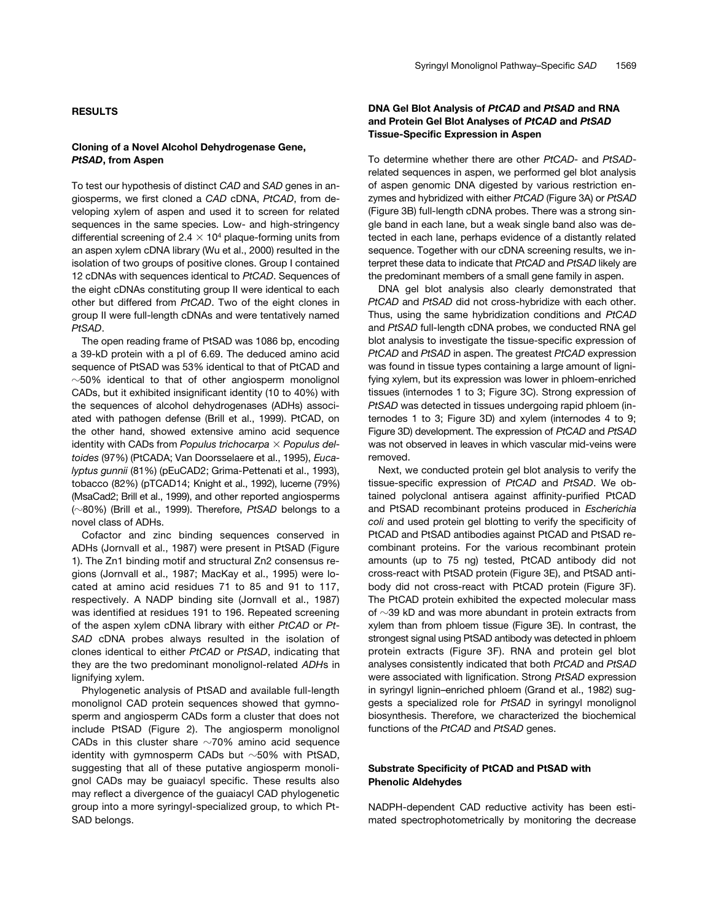## RESULTS

### Cloning of a Novel Alcohol Dehydrogenase Gene, *PtSAD*, from Aspen

To test our hypothesis of distinct *CAD* and *SAD* genes in angiosperms, we first cloned a *CAD* cDNA, *PtCAD*, from developing xylem of aspen and used it to screen for related sequences in the same species. Low- and high-stringency differential screening of $2.4 \times 10^4$ plaque-forming units from an aspen xylem cDNA library (Wu et al., 2000) resulted in the isolation of two groups of positive clones. Group I contained 12 cDNAs with sequences identical to *PtCAD*. Sequences of the eight cDNAs constituting group II were identical to each other but differed from *PtCAD*. Two of the eight clones in group II were full-length cDNAs and were tentatively named *PtSAD*.

The open reading frame of PtSAD was 1086 bp, encoding a 39-kD protein with a pI of 6.69. The deduced amino acid sequence of PtSAD was 53% identical to that of PtCAD and ~50% identical to that of other angiosperm monolignol CADs, but it exhibited insignificant identity (10 to 40%) with the sequences of alcohol dehydrogenases (ADHs) associated with pathogen defense (Brill et al., 1999). PtCAD, on the other hand, showed extensive amino acid sequence identity with CADs from *Populus trichocarpa* × *Populus deltoides* (97%) (PtCADA; Van Doorsselaere et al., 1995), *Eucalyptus gunnii* (81%) (pEuCAD2; Grima-Pettenati et al., 1993), tobacco (82%) (pTCAD14; Knight et al., 1992), lucerne (79%) (MsaCad2; Brill et al., 1999), and other reported angiosperms (~80%) (Brill et al., 1999). Therefore, *PtSAD* belongs to a novel class of ADHs.

Cofactor and zinc binding sequences conserved in ADHs (Jornvall et al., 1987) were present in PtSAD (Figure 1). The Zn1 binding motif and structural Zn2 consensus regions (Jornvall et al., 1987; MacKay et al., 1995) were located at amino acid residues 71 to 85 and 91 to 117, respectively. A NADP binding site (Jornvall et al., 1987) was identified at residues 191 to 196. Repeated screening of the aspen xylem cDNA library with either *PtCAD* or *PtSAD* cDNA probes always resulted in the isolation of clones identical to either *PtCAD* or *PtSAD*, indicating that they are the two predominant monolignol-related *ADH*s in lignifying xylem.

Phylogenetic analysis of PtSAD and available full-length monolignol CAD protein sequences showed that gymnosperm and angiosperm CADs form a cluster that does not include PtSAD (Figure 2). The angiosperm monolignol CADs in this cluster share ~70% amino acid sequence identity with gymnosperm CADs but ~50% with PtSAD, suggesting that all of these putative angiosperm monolignol CADs may be guaiacyl specific. These results also may reflect a divergence of the guaiacyl CAD phylogenetic group into a more syringyl-specialized group, to which PtSAD belongs.

### DNA Gel Blot Analysis of *PtCAD* and *PtSAD* and RNA and Protein Gel Blot Analyses of *PtCAD* and *PtSAD* Tissue-Specific Expression in Aspen

To determine whether there are other *PtCAD*- and *PtSAD*-related sequences in aspen, we performed gel blot analysis of aspen genomic DNA digested by various restriction enzymes and hybridized with either *PtCAD* (Figure 3A) or *PtSAD* (Figure 3B) full-length cDNA probes. There was a strong single band in each lane, but a weak single band also was detected in each lane, perhaps evidence of a distantly related sequence. Together with our cDNA screening results, we interpret these data to indicate that *PtCAD* and *PtSAD* likely are the predominant members of a small gene family in aspen.

DNA gel blot analysis also clearly demonstrated that *PtCAD* and *PtSAD* did not cross-hybridize with each other. Thus, using the same hybridization conditions and *PtCAD* and *PtSAD* full-length cDNA probes, we conducted RNA gel blot analysis to investigate the tissue-specific expression of *PtCAD* and *PtSAD* in aspen. The greatest *PtCAD* expression was found in tissue types containing a large amount of lignifying xylem, but its expression was lower in phloem-enriched tissues (internodes 1 to 3; Figure 3C). Strong expression of *PtSAD* was detected in tissues undergoing rapid phloem (internodes 1 to 3; Figure 3D) and xylem (internodes 4 to 9; Figure 3D) development. The expression of *PtCAD* and *PtSAD* was not observed in leaves in which vascular mid-veins were removed.

Next, we conducted protein gel blot analysis to verify the tissue-specific expression of *PtCAD* and *PtSAD*. We obtained polyclonal antisera against affinity-purified PtCAD and PtSAD recombinant proteins produced in *Escherichia coli* and used protein gel blotting to verify the specificity of PtCAD and PtSAD antibodies against PtCAD and PtSAD recombinant proteins. For the various recombinant protein amounts (up to 75 ng) tested, PtCAD antibody did not cross-react with PtSAD protein (Figure 3E), and PtSAD antibody did not cross-react with PtCAD protein (Figure 3F). The PtCAD protein exhibited the expected molecular mass of ~39 kD and was more abundant in protein extracts from xylem than from phloem tissue (Figure 3E). In contrast, the strongest signal using PtSAD antibody was detected in phloem protein extracts (Figure 3F). RNA and protein gel blot analyses consistently indicated that both *PtCAD* and *PtSAD* were associated with lignification. Strong *PtSAD* expression in syringyl lignin–enriched phloem (Grand et al., 1982) suggests a specialized role for *PtSAD* in syringyl monolignol biosynthesis. Therefore, we characterized the biochemical functions of the *PtCAD* and *PtSAD* genes.

### Substrate Specificity of PtCAD and PtSAD with Phenolic Aldehydes

NADPH-dependent CAD reductive activity has been estimated spectrophotometrically by monitoring the decrease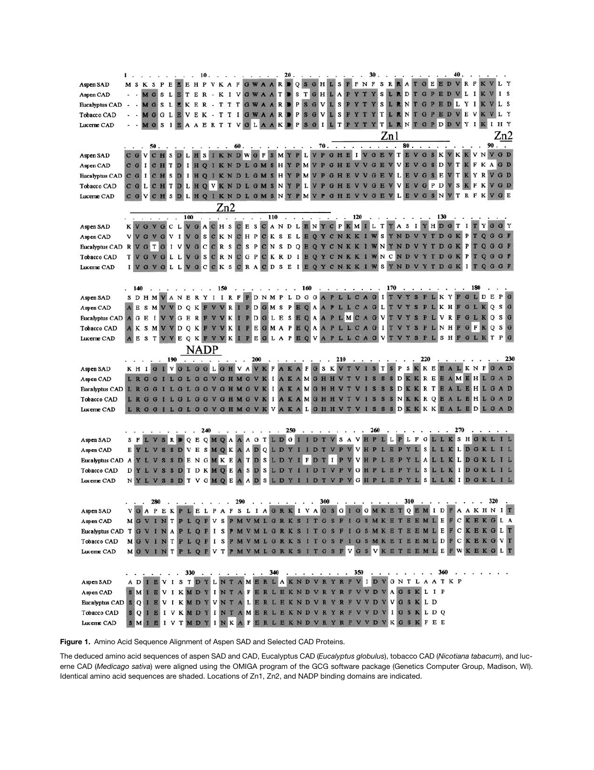```
                1         10         20         30         40
Aspen SAD       MSKSPEEEHPVKAFGWAARDQSGHLSPFNFSRRATGEEDVRFKVLY
Aspen CAD       --MGSLETER-KIVGWAATDSTGHLAPYTYSLRDTGPEDVLIKVIS
Eucalyptus CAD  --MGSLEKER-TTTGWAARDPSGVLSPYTYSLRNTGPEDLYIKVLS
Tobacco CAD     --MGGLEVEK-TTIGWAARDPSGVLSPYTYTLRNTGPEDVEVKVLY
Lucerne CAD     --MGSIEAAERTTVGLAAKDPSGILTPYTYTLRNTGPDDVYIKIHY

                   50         60         70         80         90
                                           Zn1                Zn2
Aspen SAD       CGVCHSDLHSIKNDWGFSMYPLVPGHEIVGEVTEVGSKVKKVNVGD
Aspen CAD       CGICHTDIHQIKNDLGMSHYPMVPGHEVVGEVVEVGSDVTKFKAGD
Eucalyptus CAD  CGICHSDIHQIKNDLGMSHYPMVPGHEVVGEVLEVGSEVTKYRVGD
Tobacco CAD     CGLCHTDLHQVKNDLGMSNYPLVPGHEVVGEVVEVGPDVSKFKVGD
Lucerne CAD     CGVCHSDLHQIKNDLGMSNYPMVPGHEVVGEVLEVGSNVTRFKVGE

                         100        110        120        130
                         Zn2
Aspen SAD       KVGVGCLVGACHSCESCANDLENYCPKMILTYASIYHDGTITYGGY
Aspen CAD       VVGVGVIVGSCKNCHPCKSELEQYCNKKIWSYNDVYTDGKPTQGGF
Eucalyptus CAD  RVGTGIVVGCCRSCSPCNSDQEQYCNKKIWNYNDVYTDGKPTQGGF
Tobacco CAD     TVGVGLLVGSCRNCGPCKRDIEQYCNKKIWNCNDVYTDGKPTQGGF
Lucerne CAD     IVGVGLLVGCCKSCRACDSEIEQYCNKKIWSYNDVYTDGKITQGGF

                  140        150        160        170        180
Aspen SAD       SDHMVANERYIIRFPDNMPLDGGAPLLCAGITVYSPLKYFGLDEPG
Aspen CAD       AESMVVDQKFVVRIPDGMSPEQAAPLLCAGLTVYSPLKHFGLKQSG
Eucalyptus CAD  AGEIVVGERFVVKIPDGLESEQAAPLMCAGVTVYSPLVRFGLKQSG
Tobacco CAD     AKSMVVDQKFVVKIPEGMAPEQAAPLLCAGITVYSPLNHFGFKQSG
Lucerne CAD     AESTVVEQKFVVKIPEGLAPEQVAPLLCAGVTVYSPLSHFGLKTPG

                NADP
                     190        200        210        220        230
Aspen SAD       KHIGIVGLGGLGHVAVKFAKAFGSKVTVISTSPSKKEEALKNFGAD
Aspen CAD       LRGGILGLGGVGHMGVKIAKAMGHHVTVISSSDKKREEAMEHLGAD
Eucalyptus CAD  LRGGILGLGGVGHMGVKIAKAMGHHVTVISSSDKKRTEALEHLGAD
Tobacco CAD     LRGGILGLGGVGHMGVKIAKAMGHHVTVISSSNKKRQEALEHLGAD
Lucerne CAD     LRGGILGLGGVGHMGVKVAKALGHHVTVISSSDKKKKEALEDLGAD

                          240        250        260        270
Aspen SAD       SFLVSRDQEQMQAAAGTLDGIIDTVSAVHPLLPLFGLLKSHGKLIL
Aspen CAD       EYLVSSDVESMQKAADQLDYIIDTVPVVHPLEPYLSLLKLDGKLIL
Eucalyptus CAD  AYLVSSDENGMKEATDSLDYIFDTIPVVHPLEPYLALLKLDGKLIL
Tobacco CAD     DYLVSSDTDKMQEASDSLDYIIDTVPVGHPLEPYLSLLKIDGKLIL
Lucerne CAD     NYLVSSDTVGMQEAADSLDYIIDTVPVGHPLEPYLSLLKIDGKLIL

                   280        290        300        310        320
Aspen SAD       VGAPEKPLELPAFSLIAGRKIVAGSGIGGMKETQEMIDFAAKHNIT
Aspen CAD       MGVINTPLQFVSPMVMLGRKSITGSFIGSMKETEEMLEFCKEKGLA
Eucalyptus CAD  TGVINAPLQFISPMVMLGRKSITGSFIGSMKETEEMLEFCKEKGLT
Tobacco CAD     MGVINTPLQFISPMVMLGRKSITGSFIGSMKETEEMLDFCKEKGVT
Lucerne CAD     MGVINTPLQFVTPMVMLGRKSITGSFVGSVKETEEMLEFWKEKGLT

                       330        340        350        360
Aspen SAD       ADIEVISTDYLNTAMERLAKNDVRYRFVIDVGNTLAATKP
Aspen CAD       SMIEVIKMDYINTAFERLEKNDVRYRFVVDVAGSKLIP
Eucalyptus CAD  SQIEVIKMDYVNTALERLEKNDVRYRFVVDVVGSKLD
Tobacco CAD     SQIEIVKMDYINTAMERLEKNDVRYRFVVDVIGSKLDQ
Lucerne CAD     SMIEIVTMDYINKAFERLEKNDVRYRFVVDVKGSKFEE
```

**Figure 1.** Amino Acid Sequence Alignment of Aspen SAD and Selected CAD Proteins.

The deduced amino acid sequences of aspen SAD and CAD, Eucalyptus CAD (*Eucalyptus globulus*), tobacco CAD (*Nicotiana tabacum*), and lucerne CAD (*Medicago sativa*) were aligned using the OMIGA program of the GCG software package (Genetics Computer Group, Madison, WI). Identical amino acid sequences are shaded. Locations of Zn1, Zn2, and NADP binding domains are indicated.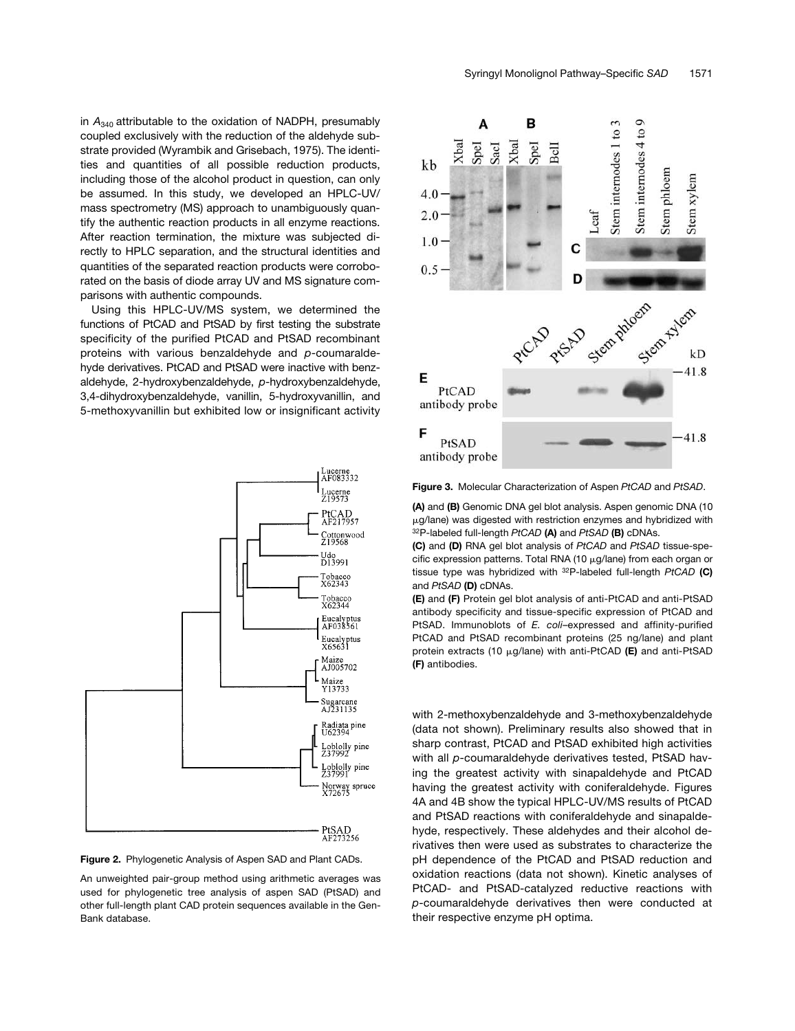in $A_{340}$ attributable to the oxidation of NADPH, presumably coupled exclusively with the reduction of the aldehyde substrate provided (Wyrambik and Grisebach, 1975). The identities and quantities of all possible reduction products, including those of the alcohol product in question, can only be assumed. In this study, we developed an HPLC-UV/mass spectrometry (MS) approach to unambiguously quantify the authentic reaction products in all enzyme reactions. After reaction termination, the mixture was subjected directly to HPLC separation, and the structural identities and quantities of the separated reaction products were corroborated on the basis of diode array UV and MS signature comparisons with authentic compounds.

Using this HPLC-UV/MS system, we determined the functions of PtCAD and PtSAD by first testing the substrate specificity of the purified PtCAD and PtSAD recombinant proteins with various benzaldehyde and *p*-coumaraldehyde derivatives. PtCAD and PtSAD were inactive with benzaldehyde, 2-hydroxybenzaldehyde, *p*-hydroxybenzaldehyde, 3,4-dihydroxybenzaldehyde, vanillin, 5-hydroxyvanillin, and 5-methoxyvanillin but exhibited low or insignificant activity with 2-methoxybenzaldehyde and 3-methoxybenzaldehyde (data not shown). Preliminary results also showed that in sharp contrast, PtCAD and PtSAD exhibited high activities with all *p*-coumaraldehyde derivatives tested, PtSAD having the greatest activity with sinapaldehyde and PtCAD having the greatest activity with coniferaldehyde. Figures 4A and 4B show the typical HPLC-UV/MS results of PtCAD and PtSAD reactions with coniferaldehyde and sinapaldehyde, respectively. These aldehydes and their alcohol derivatives then were used as substrates to characterize the pH dependence of the PtCAD and PtSAD reduction and oxidation reactions (data not shown). Kinetic analyses of PtCAD- and PtSAD-catalyzed reductive reactions with *p*-coumaraldehyde derivatives then were conducted at their respective enzyme pH optima.

**Figure 2.** Phylogenetic Analysis of Aspen SAD and Plant CADs.

An unweighted pair-group method using arithmetic averages was used for phylogenetic tree analysis of aspen SAD (PtSAD) and other full-length plant CAD protein sequences available in the GenBank database.

**Figure 3.** Molecular Characterization of Aspen *PtCAD* and *PtSAD*.

**(A)** and **(B)** Genomic DNA gel blot analysis. Aspen genomic DNA (10 μg/lane) was digested with restriction enzymes and hybridized with $^{32}$P-labeled full-length *PtCAD* **(A)** and *PtSAD* **(B)** cDNAs.

**(C)** and **(D)** RNA gel blot analysis of *PtCAD* and *PtSAD* tissue-specific expression patterns. Total RNA (10 μg/lane) from each organ or tissue type was hybridized with $^{32}$P-labeled full-length *PtCAD* **(C)** and *PtSAD* **(D)** cDNAs.

**(E)** and **(F)** Protein gel blot analysis of anti-PtCAD and anti-PtSAD antibody specificity and tissue-specific expression of PtCAD and PtSAD. Immunoblots of *E. coli*–expressed and affinity-purified PtCAD and PtSAD recombinant proteins (25 ng/lane) and plant protein extracts (10 μg/lane) with anti-PtCAD **(E)** and anti-PtSAD **(F)** antibodies.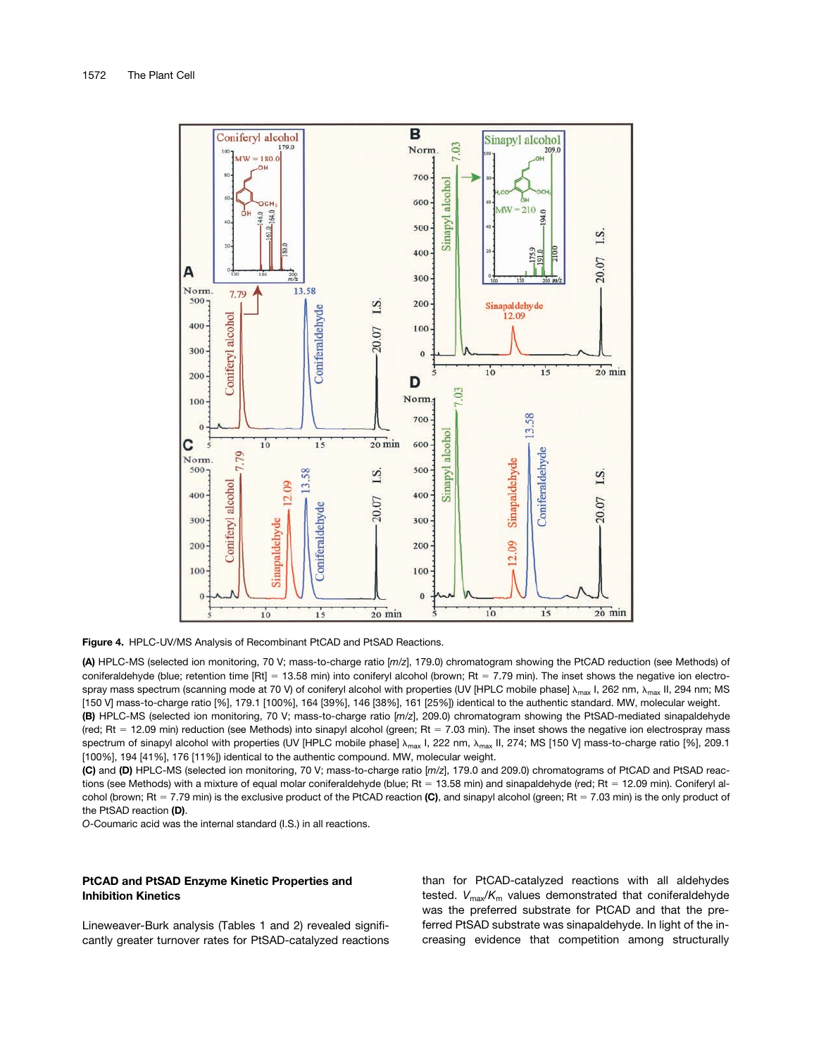**Figure 4.** HPLC-UV/MS Analysis of Recombinant PtCAD and PtSAD Reactions.

**(A)** HPLC-MS (selected ion monitoring, 70 V; mass-to-charge ratio [*m/z*], 179.0) chromatogram showing the PtCAD reduction (see Methods) of coniferaldehyde (blue; retention time [Rt] = 13.58 min) into coniferyl alcohol (brown; Rt = 7.79 min). The inset shows the negative ion electrospray mass spectrum (scanning mode at 70 V) of coniferyl alcohol with properties (UV [HPLC mobile phase] $\lambda_{max}$ I, 262 nm, $\lambda_{max}$ II, 294 nm; MS [150 V] mass-to-charge ratio [%], 179.1 [100%], 164 [39%], 146 [38%], 161 [25%]) identical to the authentic standard. MW, molecular weight.

**(B)** HPLC-MS (selected ion monitoring, 70 V; mass-to-charge ratio [*m/z*], 209.0) chromatogram showing the PtSAD-mediated sinapaldehyde (red; Rt = 12.09 min) reduction (see Methods) into sinapyl alcohol (green; Rt = 7.03 min). The inset shows the negative ion electrospray mass spectrum of sinapyl alcohol with properties (UV [HPLC mobile phase] $\lambda_{max}$ I, 222 nm, $\lambda_{max}$ II, 274; MS [150 V] mass-to-charge ratio [%], 209.1 [100%], 194 [41%], 176 [11%]) identical to the authentic compound. MW, molecular weight.

**(C)** and **(D)** HPLC-MS (selected ion monitoring, 70 V; mass-to-charge ratio [*m/z*], 179.0 and 209.0) chromatograms of PtCAD and PtSAD reactions (see Methods) with a mixture of equal molar coniferaldehyde (blue; Rt = 13.58 min) and sinapaldehyde (red; Rt = 12.09 min). Coniferyl alcohol (brown; Rt = 7.79 min) is the exclusive product of the PtCAD reaction **(C)**, and sinapyl alcohol (green; Rt = 7.03 min) is the only product of the PtSAD reaction **(D)**.

*O*-Coumaric acid was the internal standard (I.S.) in all reactions.

### PtCAD and PtSAD Enzyme Kinetic Properties and Inhibition Kinetics

Lineweaver-Burk analysis (Tables 1 and 2) revealed significantly greater turnover rates for PtSAD-catalyzed reactions than for PtCAD-catalyzed reactions with all aldehydes tested. $V_{max}/K_m$ values demonstrated that coniferaldehyde was the preferred substrate for PtCAD and that the preferred PtSAD substrate was sinapaldehyde. In light of the increasing evidence that competition among structurally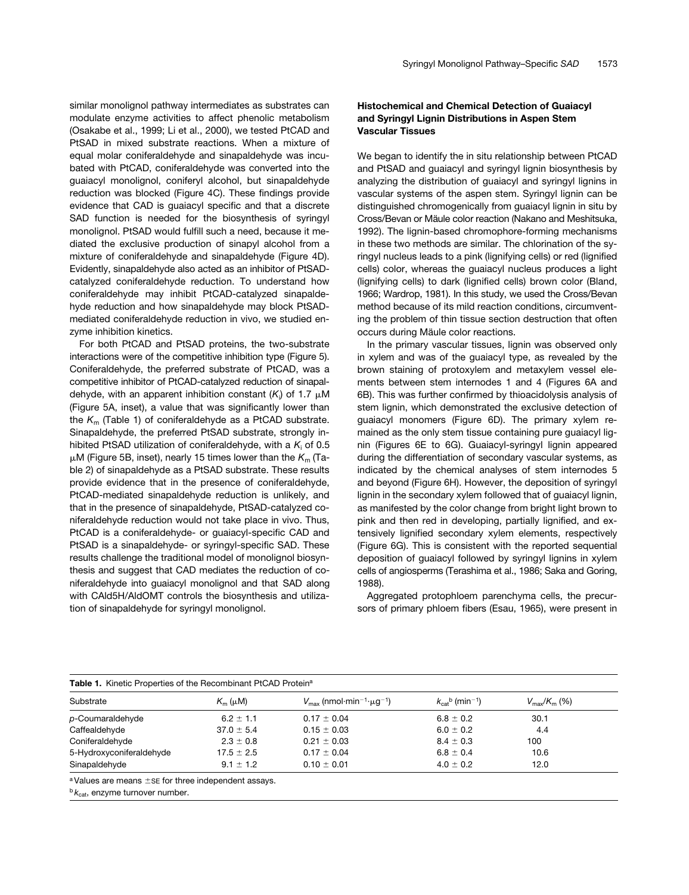similar monolignol pathway intermediates as substrates can modulate enzyme activities to affect phenolic metabolism (Osakabe et al., 1999; Li et al., 2000), we tested PtCAD and PtSAD in mixed substrate reactions. When a mixture of equal molar coniferaldehyde and sinapaldehyde was incubated with PtCAD, coniferaldehyde was converted into the guaiacyl monolignol, coniferyl alcohol, but sinapaldehyde reduction was blocked (Figure 4C). These findings provide evidence that CAD is guaiacyl specific and that a discrete SAD function is needed for the biosynthesis of syringyl monolignol. PtSAD would fulfill such a need, because it mediated the exclusive production of sinapyl alcohol from a mixture of coniferaldehyde and sinapaldehyde (Figure 4D). Evidently, sinapaldehyde also acted as an inhibitor of PtSAD-catalyzed coniferaldehyde reduction. To understand how coniferaldehyde may inhibit PtCAD-catalyzed sinapaldehyde reduction and how sinapaldehyde may block PtSAD-mediated coniferaldehyde reduction in vivo, we studied enzyme inhibition kinetics.

For both PtCAD and PtSAD proteins, the two-substrate interactions were of the competitive inhibition type (Figure 5). Coniferaldehyde, the preferred substrate of PtCAD, was a competitive inhibitor of PtCAD-catalyzed reduction of sinapaldehyde, with an apparent inhibition constant ($K_i$) of 1.7 μM (Figure 5A, inset), a value that was significantly lower than the $K_m$ (Table 1) of coniferaldehyde as a PtCAD substrate. Sinapaldehyde, the preferred PtSAD substrate, strongly inhibited PtSAD utilization of coniferaldehyde, with a $K_i$ of 0.5 μM (Figure 5B, inset), nearly 15 times lower than the $K_m$ (Table 2) of sinapaldehyde as a PtSAD substrate. These results provide evidence that in the presence of coniferaldehyde, PtCAD-mediated sinapaldehyde reduction is unlikely, and that in the presence of sinapaldehyde, PtSAD-catalyzed coniferaldehyde reduction would not take place in vivo. Thus, PtCAD is a coniferaldehyde- or guaiacyl-specific CAD and PtSAD is a sinapaldehyde- or syringyl-specific SAD. These results challenge the traditional model of monolignol biosynthesis and suggest that CAD mediates the reduction of coniferaldehyde into guaiacyl monolignol and that SAD along with CAld5H/AldOMT controls the biosynthesis and utilization of sinapaldehyde for syringyl monolignol.

### Histochemical and Chemical Detection of Guaiacyl and Syringyl Lignin Distributions in Aspen Stem Vascular Tissues

We began to identify the in situ relationship between PtCAD and PtSAD and guaiacyl and syringyl lignin biosynthesis by analyzing the distribution of guaiacyl and syringyl lignins in vascular systems of the aspen stem. Syringyl lignin can be distinguished chromogenically from guaiacyl lignin in situ by Cross/Bevan or Mäule color reaction (Nakano and Meshitsuka, 1992). The lignin-based chromophore-forming mechanisms in these two methods are similar. The chlorination of the syringyl nucleus leads to a pink (lignifying cells) or red (lignified cells) color, whereas the guaiacyl nucleus produces a light (lignifying cells) to dark (lignified cells) brown color (Bland, 1966; Wardrop, 1981). In this study, we used the Cross/Bevan method because of its mild reaction conditions, circumventing the problem of thin tissue section destruction that often occurs during Mäule color reactions.

In the primary vascular tissues, lignin was observed only in xylem and was of the guaiacyl type, as revealed by the brown staining of protoxylem and metaxylem vessel elements between stem internodes 1 and 4 (Figures 6A and 6B). This was further confirmed by thioacidolysis analysis of stem lignin, which demonstrated the exclusive detection of guaiacyl monomers (Figure 6D). The primary xylem remained as the only stem tissue containing pure guaiacyl lignin (Figures 6E to 6G). Guaiacyl-syringyl lignin appeared during the differentiation of secondary vascular systems, as indicated by the chemical analyses of stem internodes 5 and beyond (Figure 6H). However, the deposition of syringyl lignin in the secondary xylem followed that of guaiacyl lignin, as manifested by the color change from bright light brown to pink and then red in developing, partially lignified, and extensively lignified secondary xylem elements, respectively (Figure 6G). This is consistent with the reported sequential deposition of guaiacyl followed by syringyl lignins in xylem cells of angiosperms (Terashima et al., 1986; Saka and Goring, 1988).

Aggregated protophloem parenchyma cells, the precursors of primary phloem fibers (Esau, 1965), were present in

**Table 1.** Kinetic Properties of the Recombinant PtCAD Protein[a]

| Substrate | $K_m$ (μM) | $V_{max}$ (nmol·min$^{-1}$·μg$^{-1}$) | $k_{cat}$[b] (min$^{-1}$) | $V_{max}/K_m$ (%) |
|---|---|---|---|---|
| *p*-Coumaraldehyde | 6.2 ± 1.1 | 0.17 ± 0.04 | 6.8 ± 0.2 | 30.1 |
| Caffealdehyde | 37.0 ± 5.4 | 0.15 ± 0.03 | 6.0 ± 0.2 | 4.4 |
| Coniferaldehyde | 2.3 ± 0.8 | 0.21 ± 0.03 | 8.4 ± 0.3 | 100 |
| 5-Hydroxyconiferaldehyde | 17.5 ± 2.5 | 0.17 ± 0.04 | 6.8 ± 0.4 | 10.6 |
| Sinapaldehyde | 9.1 ± 1.2 | 0.10 ± 0.01 | 4.0 ± 0.2 | 12.0 |

[a] Values are means ±SE for three independent assays.

[b] $k_{cat}$, enzyme turnover number.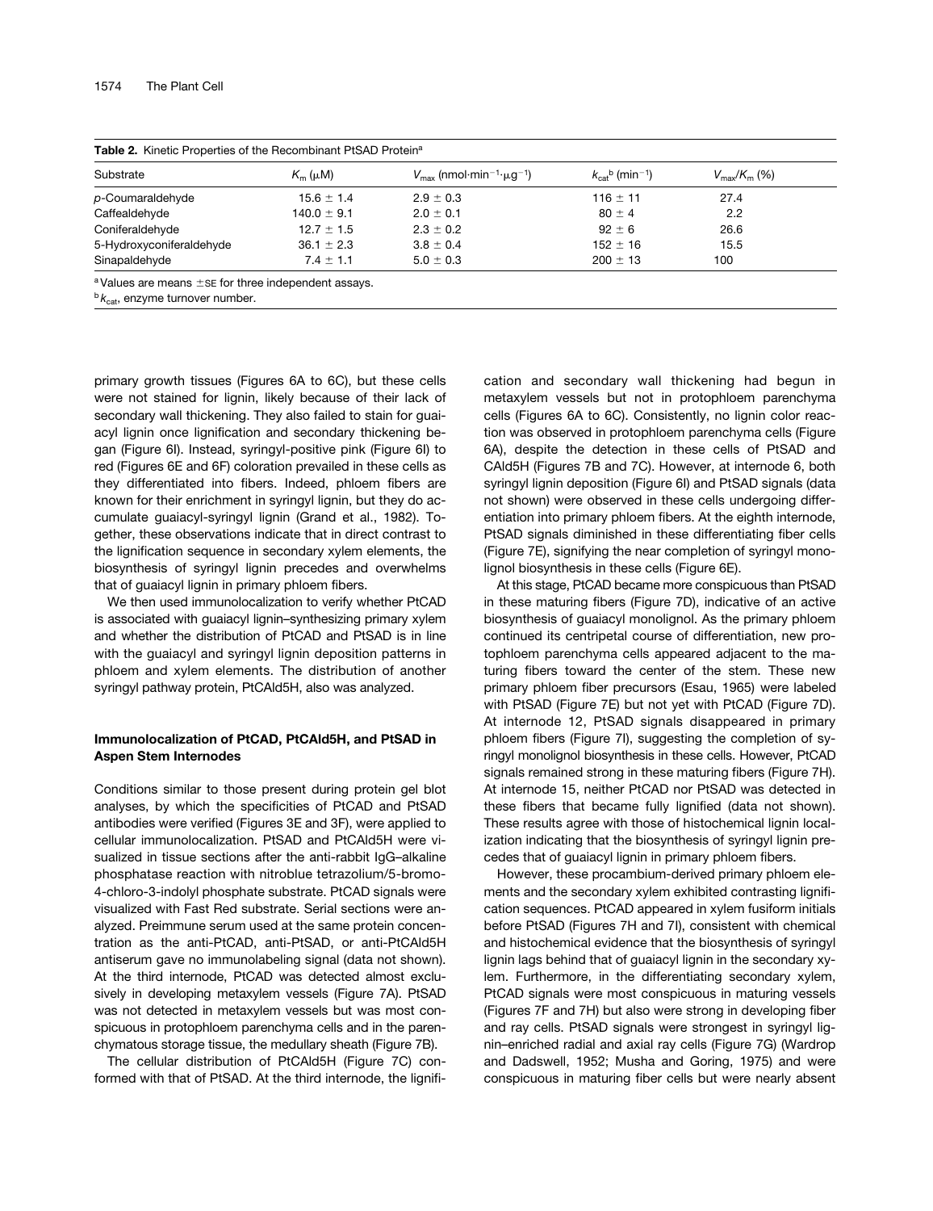**Table 2.** Kinetic Properties of the Recombinant PtSAD Protein[a]

| Substrate | $K_m$ (μM) | $V_{max}$ (nmol·min$^{-1}$·μg$^{-1}$) | $k_{cat}$[b] (min$^{-1}$) | $V_{max}/K_m$ (%) |
|---|---|---|---|---|
| *p*-Coumaraldehyde | 15.6 ± 1.4 | 2.9 ± 0.3 | 116 ± 11 | 27.4 |
| Caffealdehyde | 140.0 ± 9.1 | 2.0 ± 0.1 | 80 ± 4 | 2.2 |
| Coniferaldehyde | 12.7 ± 1.5 | 2.3 ± 0.2 | 92 ± 6 | 26.6 |
| 5-Hydroxyconiferaldehyde | 36.1 ± 2.3 | 3.8 ± 0.4 | 152 ± 16 | 15.5 |
| Sinapaldehyde | 7.4 ± 1.1 | 5.0 ± 0.3 | 200 ± 13 | 100 |

[a] Values are means ±SE for three independent assays.

[b] $k_{cat}$, enzyme turnover number.

primary growth tissues (Figures 6A to 6C), but these cells were not stained for lignin, likely because of their lack of secondary wall thickening. They also failed to stain for guaiacyl lignin once lignification and secondary thickening began (Figure 6I). Instead, syringyl-positive pink (Figure 6I) to red (Figures 6E and 6F) coloration prevailed in these cells as they differentiated into fibers. Indeed, phloem fibers are known for their enrichment in syringyl lignin, but they do accumulate guaiacyl-syringyl lignin (Grand et al., 1982). Together, these observations indicate that in direct contrast to the lignification sequence in secondary xylem elements, the biosynthesis of syringyl lignin precedes and overwhelms that of guaiacyl lignin in primary phloem fibers.

We then used immunolocalization to verify whether PtCAD is associated with guaiacyl lignin–synthesizing primary xylem and whether the distribution of PtCAD and PtSAD is in line with the guaiacyl and syringyl lignin deposition patterns in phloem and xylem elements. The distribution of another syringyl pathway protein, PtCAld5H, also was analyzed.

### Immunolocalization of PtCAD, PtCAld5H, and PtSAD in Aspen Stem Internodes

Conditions similar to those present during protein gel blot analyses, by which the specificities of PtCAD and PtSAD antibodies were verified (Figures 3E and 3F), were applied to cellular immunolocalization. PtSAD and PtCAld5H were visualized in tissue sections after the anti-rabbit IgG–alkaline phosphatase reaction with nitroblue tetrazolium/5-bromo-4-chloro-3-indolyl phosphate substrate. PtCAD signals were visualized with Fast Red substrate. Serial sections were analyzed. Preimmune serum used at the same protein concentration as the anti-PtCAD, anti-PtSAD, or anti-PtCAld5H antiserum gave no immunolabeling signal (data not shown). At the third internode, PtCAD was detected almost exclusively in developing metaxylem vessels (Figure 7A). PtSAD was not detected in metaxylem vessels but was most conspicuous in protophloem parenchyma cells and in the parenchymatous storage tissue, the medullary sheath (Figure 7B).

The cellular distribution of PtCAld5H (Figure 7C) conformed with that of PtSAD. At the third internode, the lignification and secondary wall thickening had begun in metaxylem vessels but not in protophloem parenchyma cells (Figures 6A to 6C). Consistently, no lignin color reaction was observed in protophloem parenchyma cells (Figure 6A), despite the detection in these cells of PtSAD and CAld5H (Figures 7B and 7C). However, at internode 6, both syringyl lignin deposition (Figure 6I) and PtSAD signals (data not shown) were observed in these cells undergoing differentiation into primary phloem fibers. At the eighth internode, PtSAD signals diminished in these differentiating fiber cells (Figure 7E), signifying the near completion of syringyl monolignol biosynthesis in these cells (Figure 6E).

At this stage, PtCAD became more conspicuous than PtSAD in these maturing fibers (Figure 7D), indicative of an active biosynthesis of guaiacyl monolignol. As the primary phloem continued its centripetal course of differentiation, new protophloem parenchyma cells appeared adjacent to the maturing fibers toward the center of the stem. These new primary phloem fiber precursors (Esau, 1965) were labeled with PtSAD (Figure 7E) but not yet with PtCAD (Figure 7D). At internode 12, PtSAD signals disappeared in primary phloem fibers (Figure 7I), suggesting the completion of syringyl monolignol biosynthesis in these cells. However, PtCAD signals remained strong in these maturing fibers (Figure 7H). At internode 15, neither PtCAD nor PtSAD was detected in these fibers that became fully lignified (data not shown). These results agree with those of histochemical lignin localization indicating that the biosynthesis of syringyl lignin precedes that of guaiacyl lignin in primary phloem fibers.

However, these procambium-derived primary phloem elements and the secondary xylem exhibited contrasting lignification sequences. PtCAD appeared in xylem fusiform initials before PtSAD (Figures 7H and 7I), consistent with chemical and histochemical evidence that the biosynthesis of syringyl lignin lags behind that of guaiacyl lignin in the secondary xylem. Furthermore, in the differentiating secondary xylem, PtCAD signals were most conspicuous in maturing vessels (Figures 7F and 7H) but also were strong in developing fiber and ray cells. PtSAD signals were strongest in syringyl lignin–enriched radial and axial ray cells (Figure 7G) (Wardrop and Dadswell, 1952; Musha and Goring, 1975) and were conspicuous in maturing fiber cells but were nearly absent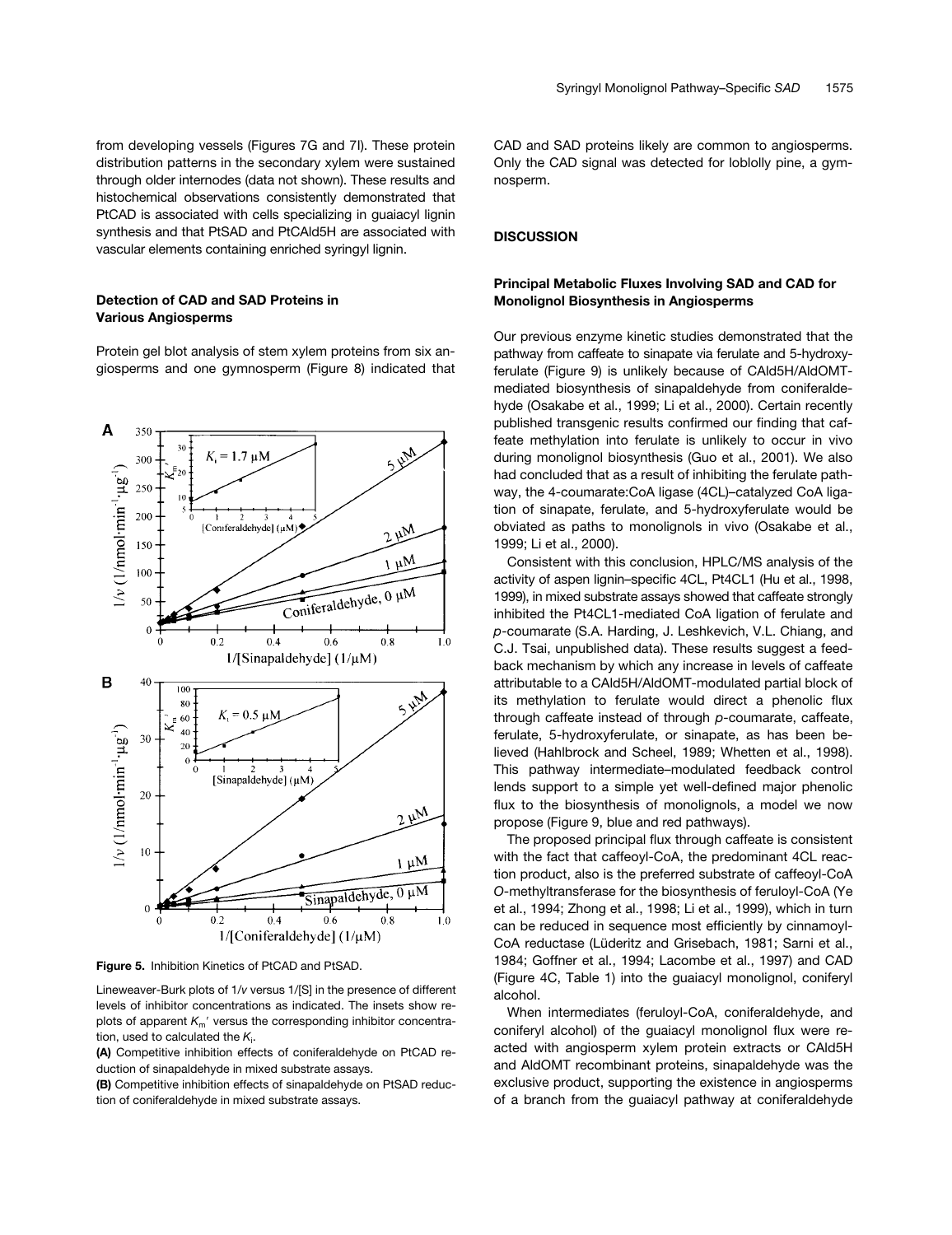from developing vessels (Figures 7G and 7I). These protein distribution patterns in the secondary xylem were sustained through older internodes (data not shown). These results and histochemical observations consistently demonstrated that PtCAD is associated with cells specializing in guaiacyl lignin synthesis and that PtSAD and PtCAld5H are associated with vascular elements containing enriched syringyl lignin.

### Detection of CAD and SAD Proteins in Various Angiosperms

Protein gel blot analysis of stem xylem proteins from six angiosperms and one gymnosperm (Figure 8) indicated that CAD and SAD proteins likely are common to angiosperms. Only the CAD signal was detected for loblolly pine, a gymnosperm.

**Figure 5.** Inhibition Kinetics of PtCAD and PtSAD.

Lineweaver-Burk plots of 1/*v* versus 1/[S] in the presence of different levels of inhibitor concentrations as indicated. The insets show replots of apparent $K_m'$ versus the corresponding inhibitor concentration, used to calculated the $K_i$.

**(A)** Competitive inhibition effects of coniferaldehyde on PtCAD reduction of sinapaldehyde in mixed substrate assays.

**(B)** Competitive inhibition effects of sinapaldehyde on PtSAD reduction of coniferaldehyde in mixed substrate assays.

## DISCUSSION

### Principal Metabolic Fluxes Involving SAD and CAD for Monolignol Biosynthesis in Angiosperms

Our previous enzyme kinetic studies demonstrated that the pathway from caffeate to sinapate via ferulate and 5-hydroxyferulate (Figure 9) is unlikely because of CAld5H/AldOMT-mediated biosynthesis of sinapaldehyde from coniferaldehyde (Osakabe et al., 1999; Li et al., 2000). Certain recently published transgenic results confirmed our finding that caffeate methylation into ferulate is unlikely to occur in vivo during monolignol biosynthesis (Guo et al., 2001). We also had concluded that as a result of inhibiting the ferulate pathway, the 4-coumarate:CoA ligase (4CL)–catalyzed CoA ligation of sinapate, ferulate, and 5-hydroxyferulate would be obviated as paths to monolignols in vivo (Osakabe et al., 1999; Li et al., 2000).

Consistent with this conclusion, HPLC/MS analysis of the activity of aspen lignin–specific 4CL, Pt4CL1 (Hu et al., 1998, 1999), in mixed substrate assays showed that caffeate strongly inhibited the Pt4CL1-mediated CoA ligation of ferulate and *p*-coumarate (S.A. Harding, J. Leshkevich, V.L. Chiang, and C.J. Tsai, unpublished data). These results suggest a feedback mechanism by which any increase in levels of caffeate attributable to a CAld5H/AldOMT-modulated partial block of its methylation to ferulate would direct a phenolic flux through caffeate instead of through *p*-coumarate, caffeate, ferulate, 5-hydroxyferulate, or sinapate, as has been believed (Hahlbrock and Scheel, 1989; Whetten et al., 1998). This pathway intermediate–modulated feedback control lends support to a simple yet well-defined major phenolic flux to the biosynthesis of monolignols, a model we now propose (Figure 9, blue and red pathways).

The proposed principal flux through caffeate is consistent with the fact that caffeoyl-CoA, the predominant 4CL reaction product, also is the preferred substrate of caffeoyl-CoA *O*-methyltransferase for the biosynthesis of feruloyl-CoA (Ye et al., 1994; Zhong et al., 1998; Li et al., 1999), which in turn can be reduced in sequence most efficiently by cinnamoyl-CoA reductase (Lüderitz and Grisebach, 1981; Sarni et al., 1984; Goffner et al., 1994; Lacombe et al., 1997) and CAD (Figure 4C, Table 1) into the guaiacyl monolignol, coniferyl alcohol.

When intermediates (feruloyl-CoA, coniferaldehyde, and coniferyl alcohol) of the guaiacyl monolignol flux were reacted with angiosperm xylem protein extracts or CAld5H and AldOMT recombinant proteins, sinapaldehyde was the exclusive product, supporting the existence in angiosperms of a branch from the guaiacyl pathway at coniferaldehyde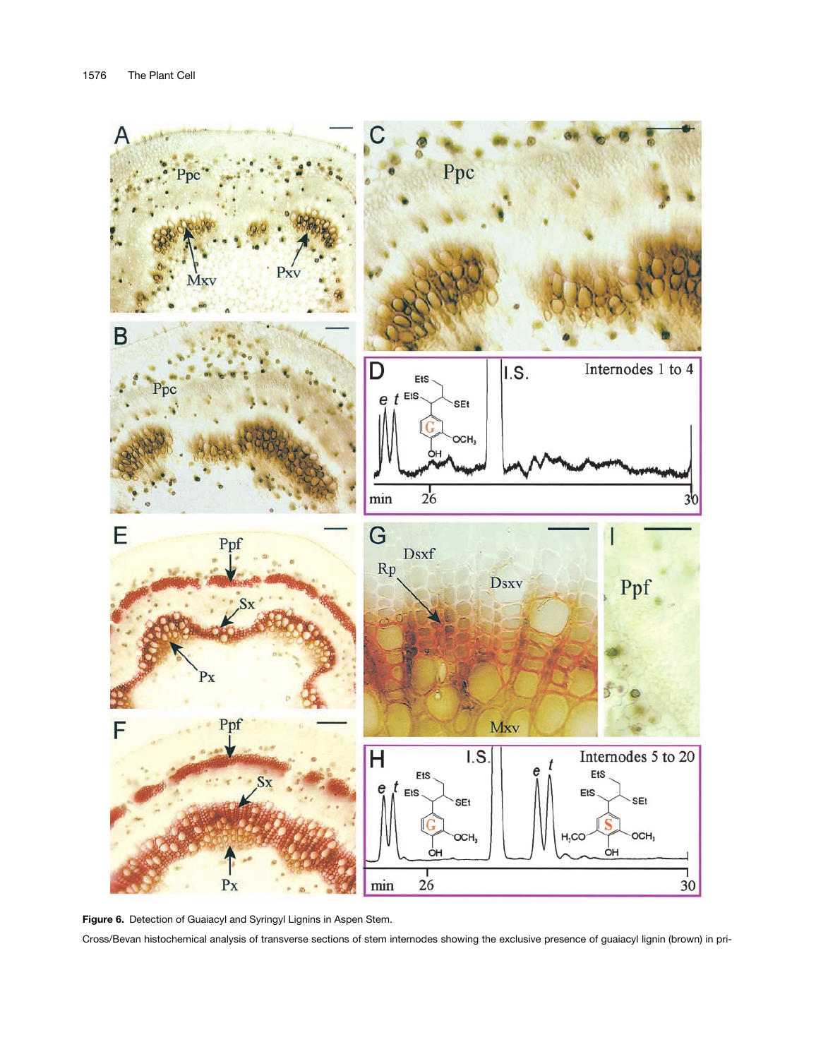**Figure 6.** Detection of Guaiacyl and Syringyl Lignins in Aspen Stem.

Cross/Bevan histochemical analysis of transverse sections of stem internodes showing the exclusive presence of guaiacyl lignin (brown) in pri-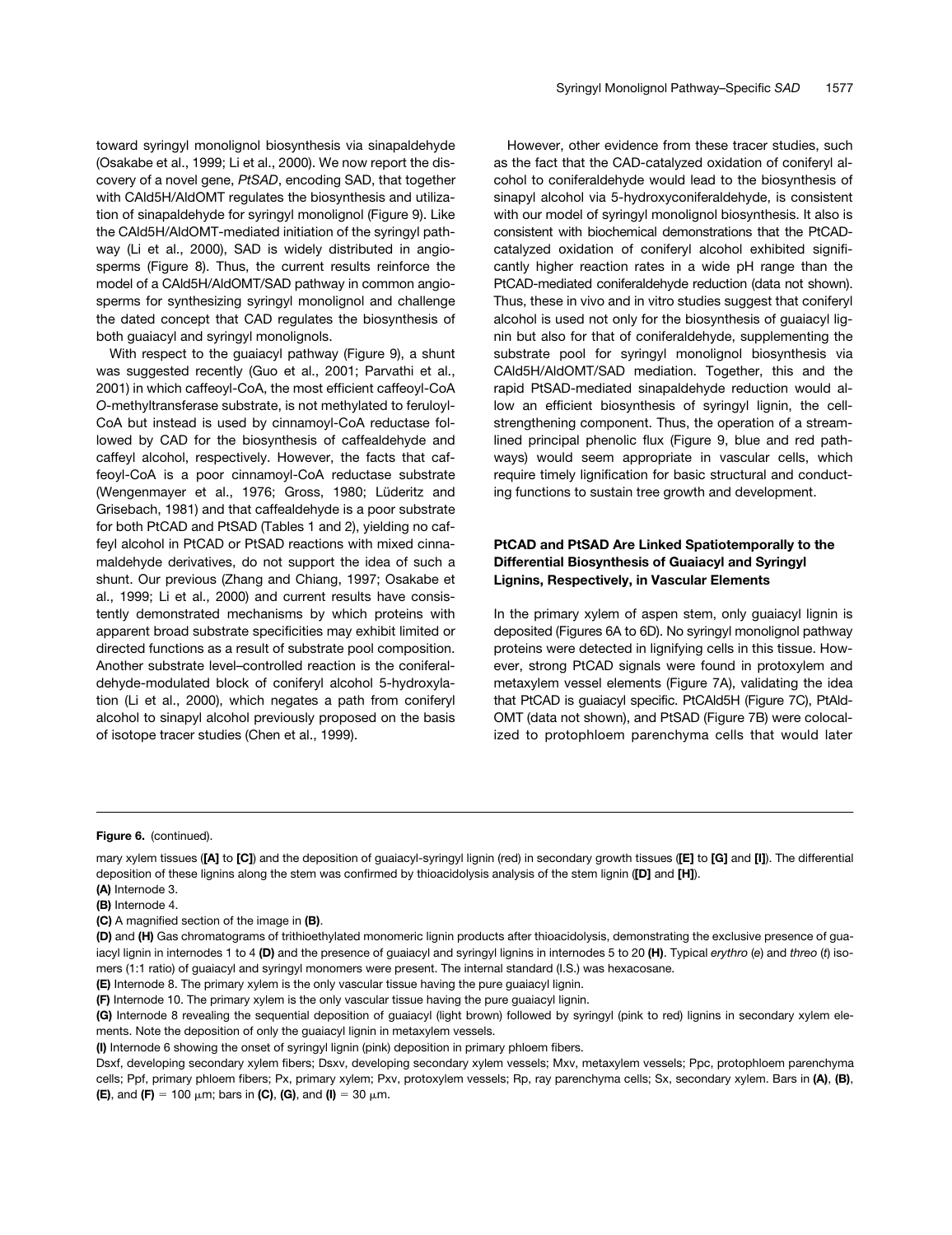toward syringyl monolignol biosynthesis via sinapaldehyde (Osakabe et al., 1999; Li et al., 2000). We now report the discovery of a novel gene, *PtSAD*, encoding SAD, that together with CAld5H/AldOMT regulates the biosynthesis and utilization of sinapaldehyde for syringyl monolignol (Figure 9). Like the CAld5H/AldOMT-mediated initiation of the syringyl pathway (Li et al., 2000), SAD is widely distributed in angiosperms (Figure 8). Thus, the current results reinforce the model of a CAld5H/AldOMT/SAD pathway in common angiosperms for synthesizing syringyl monolignol and challenge the dated concept that CAD regulates the biosynthesis of both guaiacyl and syringyl monolignols.

With respect to the guaiacyl pathway (Figure 9), a shunt was suggested recently (Guo et al., 2001; Parvathi et al., 2001) in which caffeoyl-CoA, the most efficient caffeoyl-CoA *O*-methyltransferase substrate, is not methylated to feruloyl-CoA but instead is used by cinnamoyl-CoA reductase followed by CAD for the biosynthesis of caffealdehyde and caffeyl alcohol, respectively. However, the facts that caffeoyl-CoA is a poor cinnamoyl-CoA reductase substrate (Wengenmayer et al., 1976; Gross, 1980; Lüderitz and Grisebach, 1981) and that caffealdehyde is a poor substrate for both PtCAD and PtSAD (Tables 1 and 2), yielding no caffeyl alcohol in PtCAD or PtSAD reactions with mixed cinnamaldehyde derivatives, do not support the idea of such a shunt. Our previous (Zhang and Chiang, 1997; Osakabe et al., 1999; Li et al., 2000) and current results have consistently demonstrated mechanisms by which proteins with apparent broad substrate specificities may exhibit limited or directed functions as a result of substrate pool composition. Another substrate level–controlled reaction is the coniferaldehyde-modulated block of coniferyl alcohol 5-hydroxylation (Li et al., 2000), which negates a path from coniferyl alcohol to sinapyl alcohol previously proposed on the basis of isotope tracer studies (Chen et al., 1999).

However, other evidence from these tracer studies, such as the fact that the CAD-catalyzed oxidation of coniferyl alcohol to coniferaldehyde would lead to the biosynthesis of sinapyl alcohol via 5-hydroxyconiferaldehyde, is consistent with our model of syringyl monolignol biosynthesis. It also is consistent with biochemical demonstrations that the PtCAD-catalyzed oxidation of coniferyl alcohol exhibited significantly higher reaction rates in a wide pH range than the PtCAD-mediated coniferaldehyde reduction (data not shown). Thus, these in vivo and in vitro studies suggest that coniferyl alcohol is used not only for the biosynthesis of guaiacyl lignin but also for that of coniferaldehyde, supplementing the substrate pool for syringyl monolignol biosynthesis via CAld5H/AldOMT/SAD mediation. Together, this and the rapid PtSAD-mediated sinapaldehyde reduction would allow an efficient biosynthesis of syringyl lignin, the cell-strengthening component. Thus, the operation of a streamlined principal phenolic flux (Figure 9, blue and red pathways) would seem appropriate in vascular cells, which require timely lignification for basic structural and conducting functions to sustain tree growth and development.

### PtCAD and PtSAD Are Linked Spatiotemporally to the Differential Biosynthesis of Guaiacyl and Syringyl Lignins, Respectively, in Vascular Elements

In the primary xylem of aspen stem, only guaiacyl lignin is deposited (Figures 6A to 6D). No syringyl monolignol pathway proteins were detected in lignifying cells in this tissue. However, strong PtCAD signals were found in protoxylem and metaxylem vessel elements (Figure 7A), validating the idea that PtCAD is guaiacyl specific. PtCAld5H (Figure 7C), PtAldOMT (data not shown), and PtSAD (Figure 7B) were colocalized to protophloem parenchyma cells that would later

**Figure 6.** (continued).

mary xylem tissues (**[A]** to **[C]**) and the deposition of guaiacyl-syringyl lignin (red) in secondary growth tissues (**[E]** to **[G]** and **[I]**). The differential deposition of these lignins along the stem was confirmed by thioacidolysis analysis of the stem lignin (**[D]** and **[H]**).

**(A)** Internode 3.

**(B)** Internode 4.

**(C)** A magnified section of the image in **(B)**.

**(D)** and **(H)** Gas chromatograms of trithioethylated monomeric lignin products after thioacidolysis, demonstrating the exclusive presence of guaiacyl lignin in internodes 1 to 4 **(D)** and the presence of guaiacyl and syringyl lignins in internodes 5 to 20 **(H)**. Typical *erythro* (*e*) and *threo* (*t*) isomers (1:1 ratio) of guaiacyl and syringyl monomers were present. The internal standard (I.S.) was hexacosane.

**(E)** Internode 8. The primary xylem is the only vascular tissue having the pure guaiacyl lignin.

**(F)** Internode 10. The primary xylem is the only vascular tissue having the pure guaiacyl lignin.

**(G)** Internode 8 revealing the sequential deposition of guaiacyl (light brown) followed by syringyl (pink to red) lignins in secondary xylem elements. Note the deposition of only the guaiacyl lignin in metaxylem vessels.

**(I)** Internode 6 showing the onset of syringyl lignin (pink) deposition in primary phloem fibers.

Dsxf, developing secondary xylem fibers; Dsxv, developing secondary xylem vessels; Mxv, metaxylem vessels; Ppc, protophloem parenchyma cells; Ppf, primary phloem fibers; Px, primary xylem; Pxv, protoxylem vessels; Rp, ray parenchyma cells; Sx, secondary xylem. Bars in **(A)**, **(B)**, **(E)**, and **(F)** = 100 μm; bars in **(C)**, **(G)**, and **(I)** = 30 μm.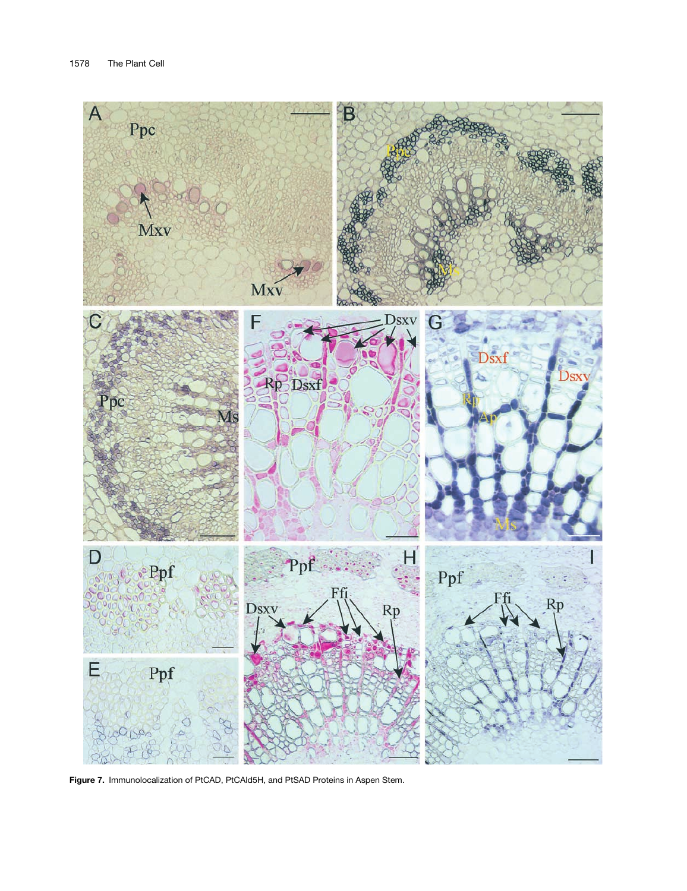Figure 7. Immunolocalization of PtCAD, PtCAld5H, and PtSAD Proteins in Aspen Stem.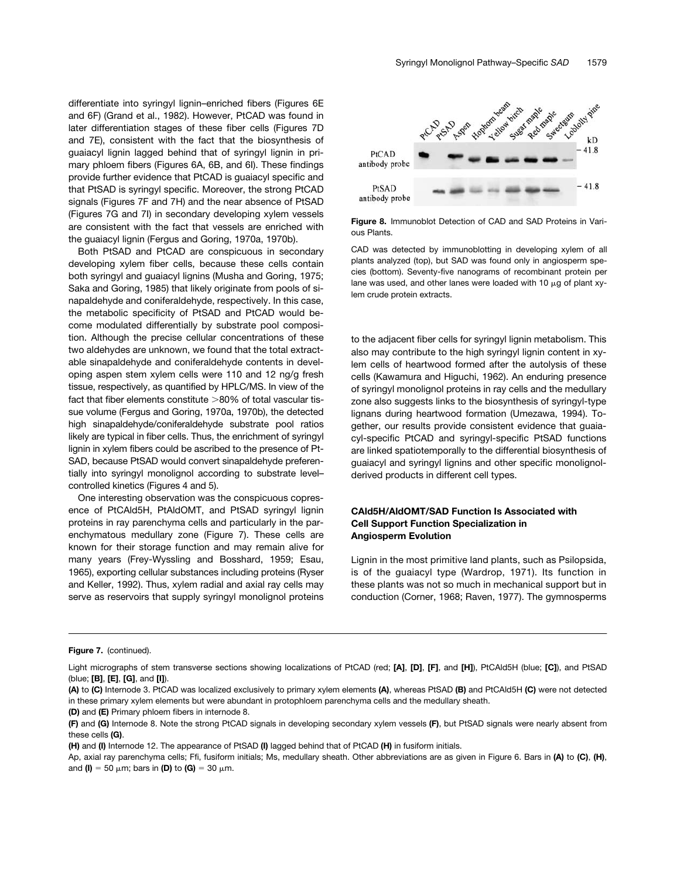differentiate into syringyl lignin–enriched fibers (Figures 6E and 6F) (Grand et al., 1982). However, PtCAD was found in later differentiation stages of these fiber cells (Figures 7D and 7E), consistent with the fact that the biosynthesis of guaiacyl lignin lagged behind that of syringyl lignin in primary phloem fibers (Figures 6A, 6B, and 6I). These findings provide further evidence that PtCAD is guaiacyl specific and that PtSAD is syringyl specific. Moreover, the strong PtCAD signals (Figures 7F and 7H) and the near absence of PtSAD (Figures 7G and 7I) in secondary developing xylem vessels are consistent with the fact that vessels are enriched with the guaiacyl lignin (Fergus and Goring, 1970a, 1970b).

Both PtSAD and PtCAD are conspicuous in secondary developing xylem fiber cells, because these cells contain both syringyl and guaiacyl lignins (Musha and Goring, 1975; Saka and Goring, 1985) that likely originate from pools of sinapaldehyde and coniferaldehyde, respectively. In this case, the metabolic specificity of PtSAD and PtCAD would become modulated differentially by substrate pool composition. Although the precise cellular concentrations of these two aldehydes are unknown, we found that the total extractable sinapaldehyde and coniferaldehyde contents in developing aspen stem xylem cells were 110 and 12 ng/g fresh tissue, respectively, as quantified by HPLC/MS. In view of the fact that fiber elements constitute >80% of total vascular tissue volume (Fergus and Goring, 1970a, 1970b), the detected high sinapaldehyde/coniferaldehyde substrate pool ratios likely are typical in fiber cells. Thus, the enrichment of syringyl lignin in xylem fibers could be ascribed to the presence of PtSAD, because PtSAD would convert sinapaldehyde preferentially into syringyl monolignol according to substrate level–controlled kinetics (Figures 4 and 5).

One interesting observation was the conspicuous copresence of PtCAld5H, PtAldOMT, and PtSAD syringyl lignin proteins in ray parenchyma cells and particularly in the parenchymatous medullary zone (Figure 7). These cells are known for their storage function and may remain alive for many years (Frey-Wyssling and Bosshard, 1959; Esau, 1965), exporting cellular substances including proteins (Ryser and Keller, 1992). Thus, xylem radial and axial ray cells may serve as reservoirs that supply syringyl monolignol proteins to the adjacent fiber cells for syringyl lignin metabolism. This also may contribute to the high syringyl lignin content in xylem cells of heartwood formed after the autolysis of these cells (Kawamura and Higuchi, 1962). An enduring presence of syringyl monolignol proteins in ray cells and the medullary zone also suggests links to the biosynthesis of syringyl-type lignans during heartwood formation (Umezawa, 1994). Together, our results provide consistent evidence that guaiacyl-specific PtCAD and syringyl-specific PtSAD functions are linked spatiotemporally to the differential biosynthesis of guaiacyl and syringyl lignins and other specific monolignol-derived products in different cell types.

**Figure 8.** Immunoblot Detection of CAD and SAD Proteins in Various Plants.

CAD was detected by immunoblotting in developing xylem of all plants analyzed (top), but SAD was found only in angiosperm species (bottom). Seventy-five nanograms of recombinant protein per lane was used, and other lanes were loaded with 10 μg of plant xylem crude protein extracts.

### CAld5H/AldOMT/SAD Function Is Associated with Cell Support Function Specialization in Angiosperm Evolution

Lignin in the most primitive land plants, such as Psilopsida, is of the guaiacyl type (Wardrop, 1971). Its function in these plants was not so much in mechanical support but in conduction (Corner, 1968; Raven, 1977). The gymnosperms

**Figure 7.** (continued).

Light micrographs of stem transverse sections showing localizations of PtCAD (red; **[A]**, **[D]**, **[F]**, and **[H]**), PtCAld5H (blue; **[C]**), and PtSAD (blue; **[B]**, **[E]**, **[G]**, and **[I]**).

**(A)** to **(C)** Internode 3. PtCAD was localized exclusively to primary xylem elements **(A)**, whereas PtSAD **(B)** and PtCAld5H **(C)** were not detected in these primary xylem elements but were abundant in protophloem parenchyma cells and the medullary sheath.

**(D)** and **(E)** Primary phloem fibers in internode 8.

**(F)** and **(G)** Internode 8. Note the strong PtCAD signals in developing secondary xylem vessels **(F)**, but PtSAD signals were nearly absent from these cells **(G)**.

**(H)** and **(I)** Internode 12. The appearance of PtSAD **(I)** lagged behind that of PtCAD **(H)** in fusiform initials.

Ap, axial ray parenchyma cells; Ffi, fusiform initials; Ms, medullary sheath. Other abbreviations are as given in Figure 6. Bars in **(A)** to **(C)**, **(H)**, and **(I)** = 50 μm; bars in **(D)** to **(G)** = 30 μm.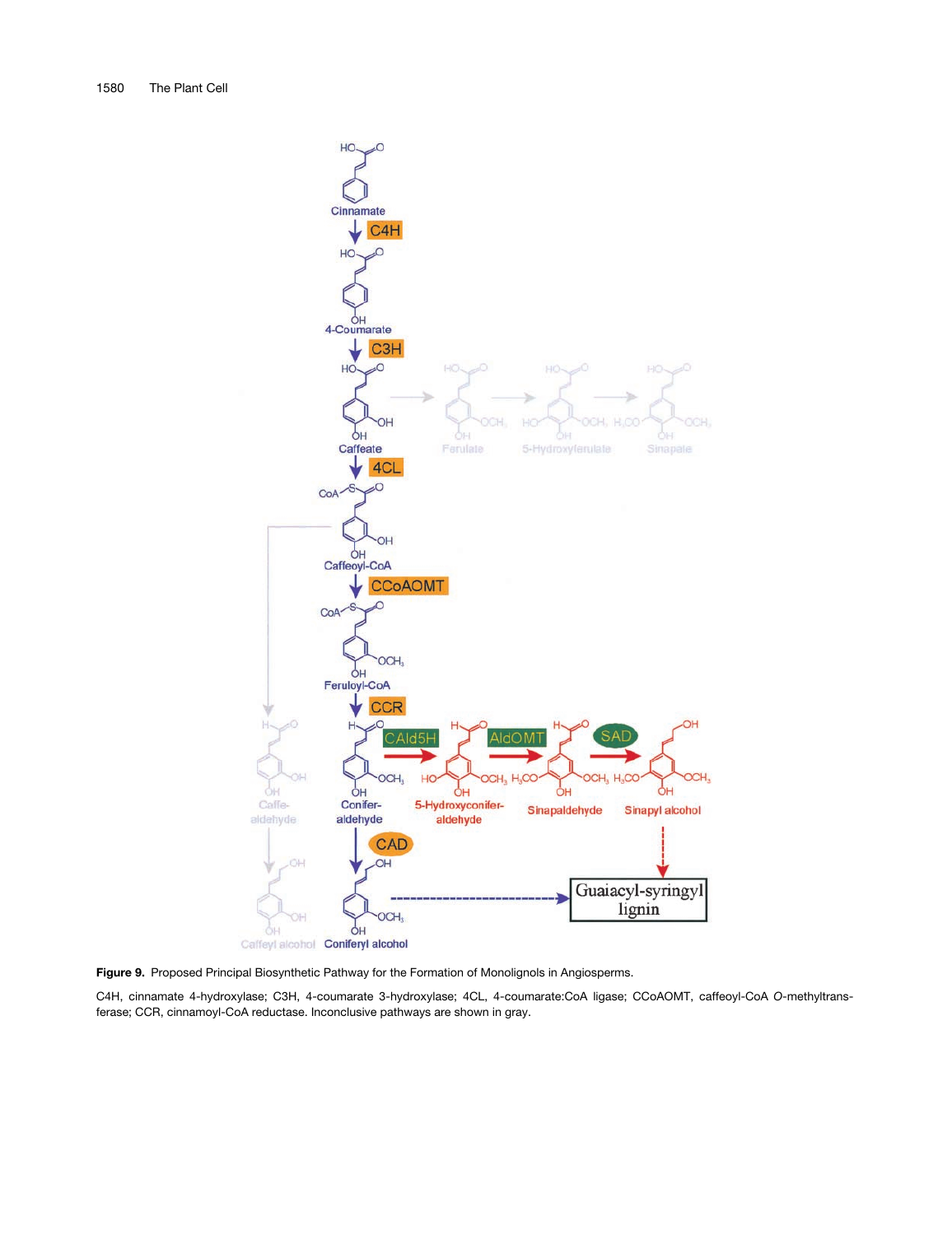**Figure 9.** Proposed Principal Biosynthetic Pathway for the Formation of Monolignols in Angiosperms.

C4H, cinnamate 4-hydroxylase; C3H, 4-coumarate 3-hydroxylase; 4CL, 4-coumarate:CoA ligase; CCoAOMT, caffeoyl-CoA *O*-methyltransferase; CCR, cinnamoyl-CoA reductase. Inconclusive pathways are shown in gray.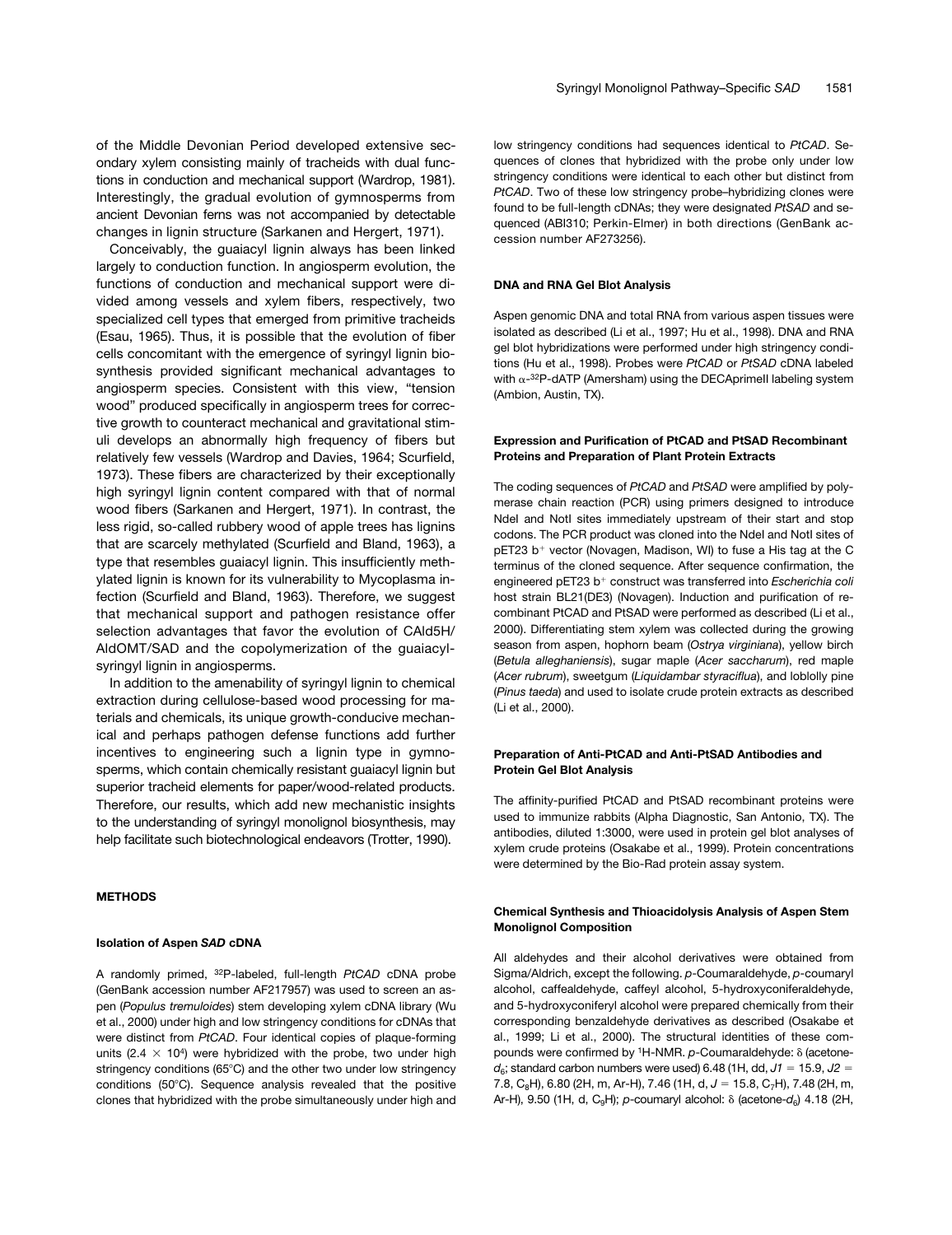of the Middle Devonian Period developed extensive secondary xylem consisting mainly of tracheids with dual functions in conduction and mechanical support (Wardrop, 1981). Interestingly, the gradual evolution of gymnosperms from ancient Devonian ferns was not accompanied by detectable changes in lignin structure (Sarkanen and Hergert, 1971).

Conceivably, the guaiacyl lignin always has been linked largely to conduction function. In angiosperm evolution, the functions of conduction and mechanical support were divided among vessels and xylem fibers, respectively, two specialized cell types that emerged from primitive tracheids (Esau, 1965). Thus, it is possible that the evolution of fiber cells concomitant with the emergence of syringyl lignin biosynthesis provided significant mechanical advantages to angiosperm species. Consistent with this view, "tension wood" produced specifically in angiosperm trees for corrective growth to counteract mechanical and gravitational stimuli develops an abnormally high frequency of fibers but relatively few vessels (Wardrop and Davies, 1964; Scurfield, 1973). These fibers are characterized by their exceptionally high syringyl lignin content compared with that of normal wood fibers (Sarkanen and Hergert, 1971). In contrast, the less rigid, so-called rubbery wood of apple trees has lignins that are scarcely methylated (Scurfield and Bland, 1963), a type that resembles guaiacyl lignin. This insufficiently methylated lignin is known for its vulnerability to Mycoplasma infection (Scurfield and Bland, 1963). Therefore, we suggest that mechanical support and pathogen resistance offer selection advantages that favor the evolution of CAld5H/AldOMT/SAD and the copolymerization of the guaiacyl-syringyl lignin in angiosperms.

In addition to the amenability of syringyl lignin to chemical extraction during cellulose-based wood processing for materials and chemicals, its unique growth-conducive mechanical and perhaps pathogen defense functions add further incentives to engineering such a lignin type in gymnosperms, which contain chemically resistant guaiacyl lignin but superior tracheid elements for paper/wood-related products. Therefore, our results, which add new mechanistic insights to the understanding of syringyl monolignol biosynthesis, may help facilitate such biotechnological endeavors (Trotter, 1990).

## METHODS

### Isolation of Aspen *SAD* cDNA

A randomly primed, $^{32}$P-labeled, full-length *PtCAD* cDNA probe (GenBank accession number AF217957) was used to screen an aspen (*Populus tremuloides*) stem developing xylem cDNA library (Wu et al., 2000) under high and low stringency conditions for cDNAs that were distinct from *PtCAD*. Four identical copies of plaque-forming units ($2.4 \times 10^4$) were hybridized with the probe, two under high stringency conditions (65°C) and the other two under low stringency conditions (50°C). Sequence analysis revealed that the positive clones that hybridized with the probe simultaneously under high and low stringency conditions had sequences identical to *PtCAD*. Sequences of clones that hybridized with the probe only under low stringency conditions were identical to each other but distinct from *PtCAD*. Two of these low stringency probe–hybridizing clones were found to be full-length cDNAs; they were designated *PtSAD* and sequenced (ABI310; Perkin-Elmer) in both directions (GenBank accession number AF273256).

### DNA and RNA Gel Blot Analysis

Aspen genomic DNA and total RNA from various aspen tissues were isolated as described (Li et al., 1997; Hu et al., 1998). DNA and RNA gel blot hybridizations were performed under high stringency conditions (Hu et al., 1998). Probes were *PtCAD* or *PtSAD* cDNA labeled with $\alpha$-$^{32}$P-dATP (Amersham) using the DECAprimeII labeling system (Ambion, Austin, TX).

### Expression and Purification of PtCAD and PtSAD Recombinant Proteins and Preparation of Plant Protein Extracts

The coding sequences of *PtCAD* and *PtSAD* were amplified by polymerase chain reaction (PCR) using primers designed to introduce NdeI and NotI sites immediately upstream of their start and stop codons. The PCR product was cloned into the NdeI and NotI sites of pET23 b$^+$ vector (Novagen, Madison, WI) to fuse a His tag at the C terminus of the cloned sequence. After sequence confirmation, the engineered pET23 b$^+$ construct was transferred into *Escherichia coli* host strain BL21(DE3) (Novagen). Induction and purification of recombinant PtCAD and PtSAD were performed as described (Li et al., 2000). Differentiating stem xylem was collected during the growing season from aspen, hophorn beam (*Ostrya virginiana*), yellow birch (*Betula alleghaniensis*), sugar maple (*Acer saccharum*), red maple (*Acer rubrum*), sweetgum (*Liquidambar styraciflua*), and loblolly pine (*Pinus taeda*) and used to isolate crude protein extracts as described (Li et al., 2000).

### Preparation of Anti-PtCAD and Anti-PtSAD Antibodies and Protein Gel Blot Analysis

The affinity-purified PtCAD and PtSAD recombinant proteins were used to immunize rabbits (Alpha Diagnostic, San Antonio, TX). The antibodies, diluted 1:3000, were used in protein gel blot analyses of xylem crude proteins (Osakabe et al., 1999). Protein concentrations were determined by the Bio-Rad protein assay system.

### Chemical Synthesis and Thioacidolysis Analysis of Aspen Stem Monolignol Composition

All aldehydes and their alcohol derivatives were obtained from Sigma/Aldrich, except the following. *p*-Coumaraldehyde, *p*-coumaryl alcohol, caffealdehyde, caffeyl alcohol, 5-hydroxyconiferaldehyde, and 5-hydroxyconiferyl alcohol were prepared chemically from their corresponding benzaldehyde derivatives as described (Osakabe et al., 1999; Li et al., 2000). The structural identities of these compounds were confirmed by $^1$H-NMR. *p*-Coumaraldehyde: $\delta$ (acetone-$d_6$; standard carbon numbers were used) 6.48 (1H, dd, $J1 = 15.9$, $J2 = 7.8$, $C_8$H), 6.80 (2H, m, Ar-H), 7.46 (1H, d, $J = 15.8$, $C_7$H), 7.48 (2H, m, Ar-H), 9.50 (1H, d, $C_9$H); *p*-coumaryl alcohol: $\delta$ (acetone-$d_6$) 4.18 (2H,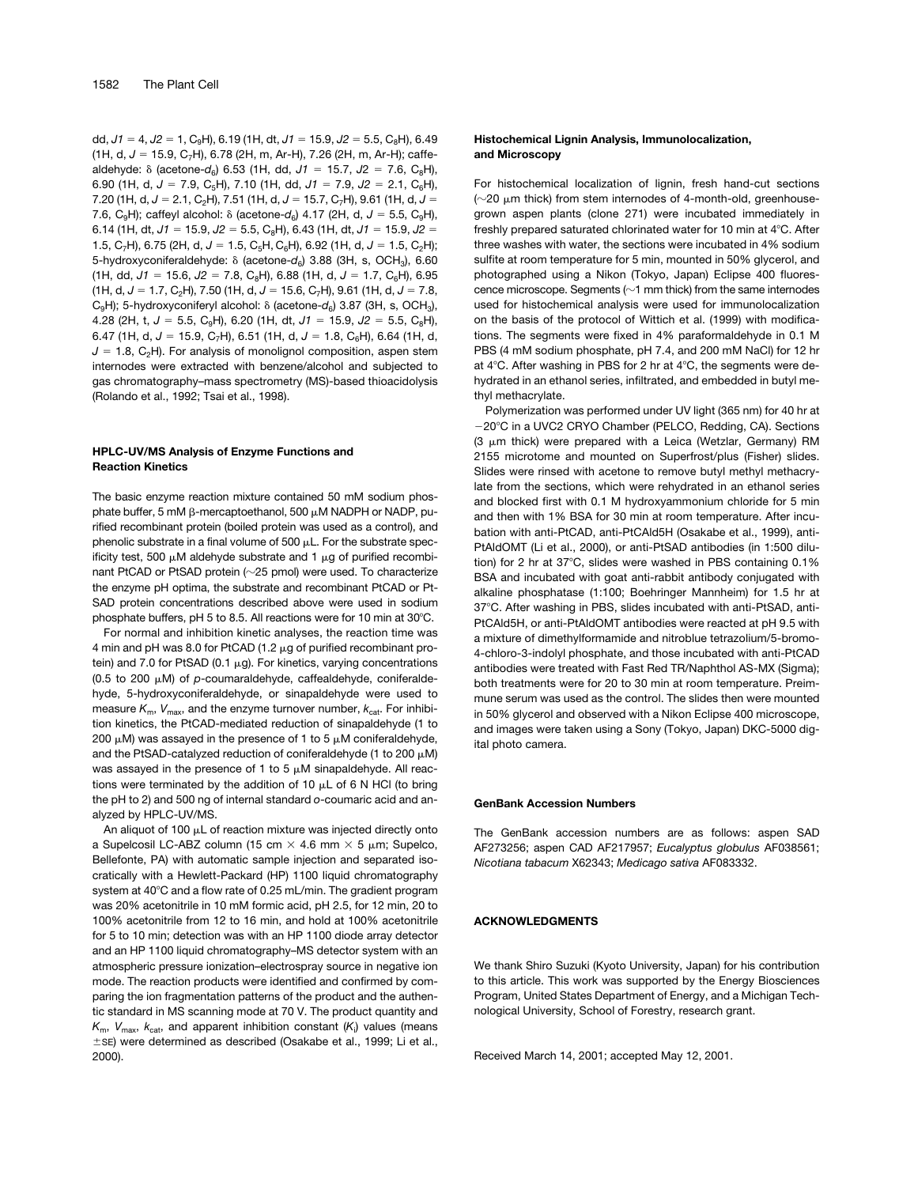dd, $J1$ = 4, $J2$ = 1, $C_9H$), 6.19 (1H, dt, $J1$ = 15.9, $J2$ = 5.5, $C_8H$), 6.49 (1H, d, $J$ = 15.9, $C_7H$), 6.78 (2H, m, Ar-H), 7.26 (2H, m, Ar-H); caffealdehyde: δ (acetone-$d_6$) 6.53 (1H, dd, $J1$ = 15.7, $J2$ = 7.6, $C_8H$), 6.90 (1H, d, $J$ = 7.9, $C_5H$), 7.10 (1H, dd, $J1$ = 7.9, $J2$ = 2.1, $C_6H$), 7.20 (1H, d, $J$ = 2.1, $C_2H$), 7.51 (1H, d, $J$ = 15.7, $C_7H$), 9.61 (1H, d, $J$ = 7.6, $C_9H$); caffeyl alcohol: δ (acetone-$d_6$) 4.17 (2H, d, $J$ = 5.5, $C_9H$), 6.14 (1H, dt, $J1$ = 15.9, $J2$ = 5.5, $C_8H$), 6.43 (1H, dt, $J1$ = 15.9, $J2$ = 1.5, $C_7H$), 6.75 (2H, d, $J$ = 1.5, $C_5H$, $C_6H$), 6.92 (1H, d, $J$ = 1.5, $C_2H$); 5-hydroxyconiferaldehyde: δ (acetone-$d_6$) 3.88 (3H, s, $OCH_3$), 6.60 (1H, dd, $J1$ = 15.6, $J2$ = 7.8, $C_8H$), 6.88 (1H, d, $J$ = 1.7, $C_6H$), 6.95 (1H, d, $J$ = 1.7, $C_2H$), 7.50 (1H, d, $J$ = 15.6, $C_7H$), 9.61 (1H, d, $J$ = 7.8, $C_9H$); 5-hydroxyconiferyl alcohol: δ (acetone-$d_6$) 3.87 (3H, s, $OCH_3$), 4.28 (2H, t, $J$ = 5.5, $C_9H$), 6.20 (1H, dt, $J1$ = 15.9, $J2$ = 5.5, $C_8H$), 6.47 (1H, d, $J$ = 15.9, $C_7H$), 6.51 (1H, d, $J$ = 1.8, $C_6H$), 6.64 (1H, d, $J$ = 1.8, $C_2H$). For analysis of monolignol composition, aspen stem internodes were extracted with benzene/alcohol and subjected to gas chromatography–mass spectrometry (MS)-based thioacidolysis (Rolando et al., 1992; Tsai et al., 1998).

### HPLC-UV/MS Analysis of Enzyme Functions and Reaction Kinetics

The basic enzyme reaction mixture contained 50 mM sodium phosphate buffer, 5 mM β-mercaptoethanol, 500 μM NADPH or NADP, purified recombinant protein (boiled protein was used as a control), and phenolic substrate in a final volume of 500 μL. For the substrate specificity test, 500 μM aldehyde substrate and 1 μg of purified recombinant PtCAD or PtSAD protein (~25 pmol) were used. To characterize the enzyme pH optima, the substrate and recombinant PtCAD or PtSAD protein concentrations described above were used in sodium phosphate buffers, pH 5 to 8.5. All reactions were for 10 min at 30°C.

For normal and inhibition kinetic analyses, the reaction time was 4 min and pH was 8.0 for PtCAD (1.2 μg of purified recombinant protein) and 7.0 for PtSAD (0.1 μg). For kinetics, varying concentrations (0.5 to 200 μM) of *p*-coumaraldehyde, caffealdehyde, coniferaldehyde, 5-hydroxyconiferaldehyde, or sinapaldehyde were used to measure $K_m$, $V_{max}$, and the enzyme turnover number, $k_{cat}$. For inhibition kinetics, the PtCAD-mediated reduction of sinapaldehyde (1 to 200 μM) was assayed in the presence of 1 to 5 μM coniferaldehyde, and the PtSAD-catalyzed reduction of coniferaldehyde (1 to 200 μM) was assayed in the presence of 1 to 5 μM sinapaldehyde. All reactions were terminated by the addition of 10 μL of 6 N HCl (to bring the pH to 2) and 500 ng of internal standard *o*-coumaric acid and analyzed by HPLC-UV/MS.

An aliquot of 100 μL of reaction mixture was injected directly onto a Supelcosil LC-ABZ column (15 cm × 4.6 mm × 5 μm; Supelco, Bellefonte, PA) with automatic sample injection and separated isocratically with a Hewlett-Packard (HP) 1100 liquid chromatography system at 40°C and a flow rate of 0.25 mL/min. The gradient program was 20% acetonitrile in 10 mM formic acid, pH 2.5, for 12 min, 20 to 100% acetonitrile from 12 to 16 min, and hold at 100% acetonitrile for 5 to 10 min; detection was with an HP 1100 diode array detector and an HP 1100 liquid chromatography–MS detector system with an atmospheric pressure ionization–electrospray source in negative ion mode. The reaction products were identified and confirmed by comparing the ion fragmentation patterns of the product and the authentic standard in MS scanning mode at 70 V. The product quantity and $K_m$, $V_{max}$, $k_{cat}$, and apparent inhibition constant ($K_i$) values (means ±SE) were determined as described (Osakabe et al., 1999; Li et al., 2000).

### Histochemical Lignin Analysis, Immunolocalization, and Microscopy

For histochemical localization of lignin, fresh hand-cut sections (~20 μm thick) from stem internodes of 4-month-old, greenhouse-grown aspen plants (clone 271) were incubated immediately in freshly prepared saturated chlorinated water for 10 min at 4°C. After three washes with water, the sections were incubated in 4% sodium sulfite at room temperature for 5 min, mounted in 50% glycerol, and photographed using a Nikon (Tokyo, Japan) Eclipse 400 fluorescence microscope. Segments (~1 mm thick) from the same internodes used for histochemical analysis were used for immunolocalization on the basis of the protocol of Wittich et al. (1999) with modifications. The segments were fixed in 4% paraformaldehyde in 0.1 M PBS (4 mM sodium phosphate, pH 7.4, and 200 mM NaCl) for 12 hr at 4°C. After washing in PBS for 2 hr at 4°C, the segments were dehydrated in an ethanol series, infiltrated, and embedded in butyl methyl methacrylate.

Polymerization was performed under UV light (365 nm) for 40 hr at −20°C in a UVC2 CRYO Chamber (PELCO, Redding, CA). Sections (3 μm thick) were prepared with a Leica (Wetzlar, Germany) RM 2155 microtome and mounted on Superfrost/plus (Fisher) slides. Slides were rinsed with acetone to remove butyl methyl methacrylate from the sections, which were rehydrated in an ethanol series and blocked first with 0.1 M hydroxyammonium chloride for 5 min and then with 1% BSA for 30 min at room temperature. After incubation with anti-PtCAD, anti-PtCAld5H (Osakabe et al., 1999), anti-PtAldOMT (Li et al., 2000), or anti-PtSAD antibodies (in 1:500 dilution) for 2 hr at 37°C, slides were washed in PBS containing 0.1% BSA and incubated with goat anti-rabbit antibody conjugated with alkaline phosphatase (1:100; Boehringer Mannheim) for 1.5 hr at 37°C. After washing in PBS, slides incubated with anti-PtSAD, anti-PtCAld5H, or anti-PtAldOMT antibodies were reacted at pH 9.5 with a mixture of dimethylformamide and nitroblue tetrazolium/5-bromo-4-chloro-3-indolyl phosphate, and those incubated with anti-PtCAD antibodies were treated with Fast Red TR/Naphthol AS-MX (Sigma); both treatments were for 20 to 30 min at room temperature. Preimmune serum was used as the control. The slides then were mounted in 50% glycerol and observed with a Nikon Eclipse 400 microscope, and images were taken using a Sony (Tokyo, Japan) DKC-5000 digital photo camera.

### GenBank Accession Numbers

The GenBank accession numbers are as follows: aspen SAD AF273256; aspen CAD AF217957; *Eucalyptus globulus* AF038561; *Nicotiana tabacum* X62343; *Medicago sativa* AF083332.

## ACKNOWLEDGMENTS

We thank Shiro Suzuki (Kyoto University, Japan) for his contribution to this article. This work was supported by the Energy Biosciences Program, United States Department of Energy, and a Michigan Technological University, School of Forestry, research grant.

Received March 14, 2001; accepted May 12, 2001.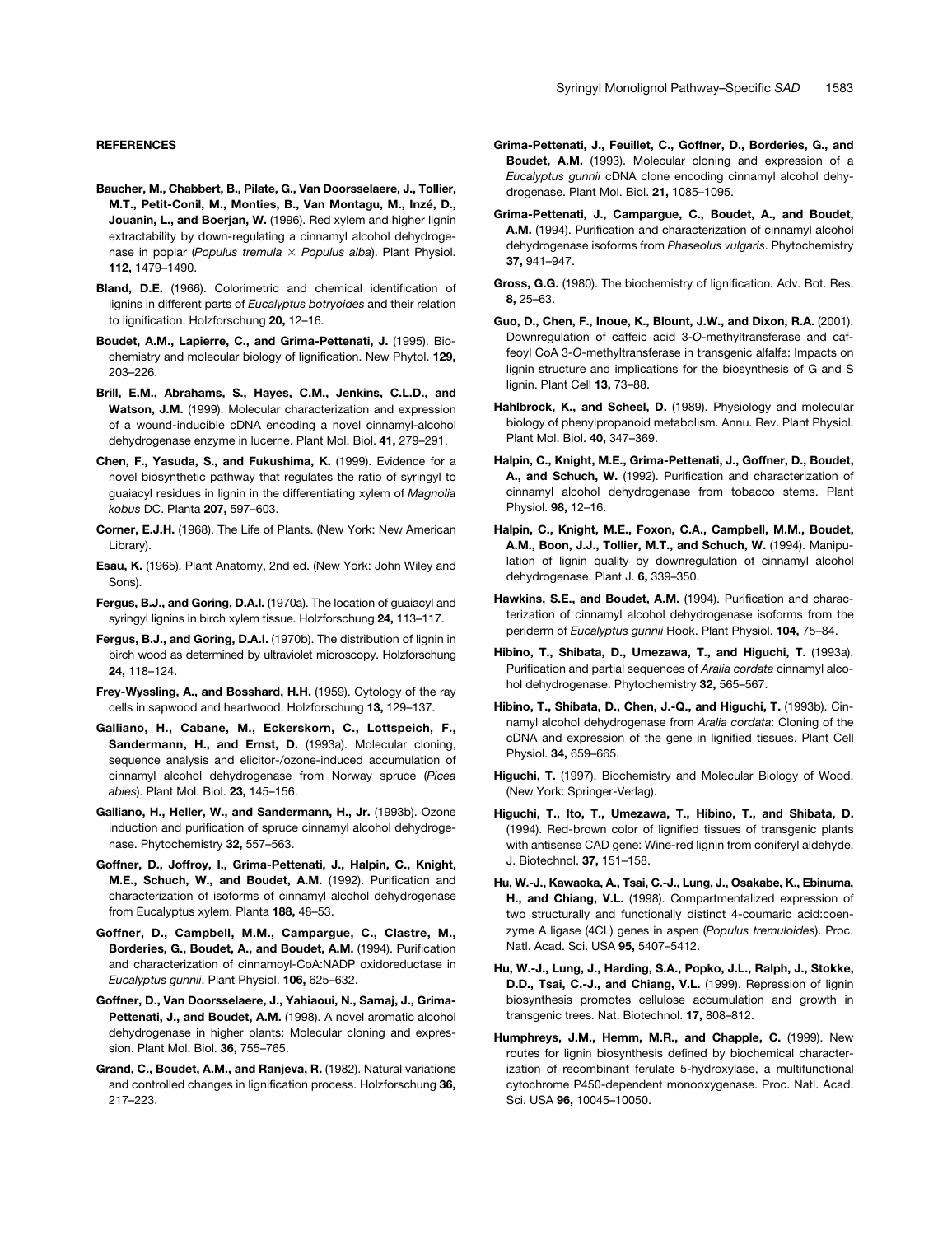## REFERENCES

**Baucher, M., Chabbert, B., Pilate, G., Van Doorsselaere, J., Tollier, M.T., Petit-Conil, M., Monties, B., Van Montagu, M., Inzé, D., Jouanin, L., and Boerjan, W.** (1996). Red xylem and higher lignin extractability by down-regulating a cinnamyl alcohol dehydrogenase in poplar (*Populus tremula* × *Populus alba*). Plant Physiol. **112,** 1479–1490.

**Bland, D.E.** (1966). Colorimetric and chemical identification of lignins in different parts of *Eucalyptus botryoides* and their relation to lignification. Holzforschung **20,** 12–16.

**Boudet, A.M., Lapierre, C., and Grima-Pettenati, J.** (1995). Biochemistry and molecular biology of lignification. New Phytol. **129,** 203–226.

**Brill, E.M., Abrahams, S., Hayes, C.M., Jenkins, C.L.D., and Watson, J.M.** (1999). Molecular characterization and expression of a wound-inducible cDNA encoding a novel cinnamyl-alcohol dehydrogenase enzyme in lucerne. Plant Mol. Biol. **41,** 279–291.

**Chen, F., Yasuda, S., and Fukushima, K.** (1999). Evidence for a novel biosynthetic pathway that regulates the ratio of syringyl to guaiacyl residues in lignin in the differentiating xylem of *Magnolia kobus* DC. Planta **207,** 597–603.

**Corner, E.J.H.** (1968). The Life of Plants. (New York: New American Library).

**Esau, K.** (1965). Plant Anatomy, 2nd ed. (New York: John Wiley and Sons).

**Fergus, B.J., and Goring, D.A.I.** (1970a). The location of guaiacyl and syringyl lignins in birch xylem tissue. Holzforschung **24,** 113–117.

**Fergus, B.J., and Goring, D.A.I.** (1970b). The distribution of lignin in birch wood as determined by ultraviolet microscopy. Holzforschung **24,** 118–124.

**Frey-Wyssling, A., and Bosshard, H.H.** (1959). Cytology of the ray cells in sapwood and heartwood. Holzforschung **13,** 129–137.

**Galliano, H., Cabane, M., Eckerskorn, C., Lottspeich, F., Sandermann, H., and Ernst, D.** (1993a). Molecular cloning, sequence analysis and elicitor-/ozone-induced accumulation of cinnamyl alcohol dehydrogenase from Norway spruce (*Picea abies*). Plant Mol. Biol. **23,** 145–156.

**Galliano, H., Heller, W., and Sandermann, H., Jr.** (1993b). Ozone induction and purification of spruce cinnamyl alcohol dehydrogenase. Phytochemistry **32,** 557–563.

**Goffner, D., Joffroy, I., Grima-Pettenati, J., Halpin, C., Knight, M.E., Schuch, W., and Boudet, A.M.** (1992). Purification and characterization of isoforms of cinnamyl alcohol dehydrogenase from Eucalyptus xylem. Planta **188,** 48–53.

**Goffner, D., Campbell, M.M., Campargue, C., Clastre, M., Borderies, G., Boudet, A., and Boudet, A.M.** (1994). Purification and characterization of cinnamoyl-CoA:NADP oxidoreductase in *Eucalyptus gunnii*. Plant Physiol. **106,** 625–632.

**Goffner, D., Van Doorsselaere, J., Yahiaoui, N., Samaj, J., Grima-Pettenati, J., and Boudet, A.M.** (1998). A novel aromatic alcohol dehydrogenase in higher plants: Molecular cloning and expression. Plant Mol. Biol. **36,** 755–765.

**Grand, C., Boudet, A.M., and Ranjeva, R.** (1982). Natural variations and controlled changes in lignification process. Holzforschung **36,** 217–223.

**Grima-Pettenati, J., Feuillet, C., Goffner, D., Borderies, G., and Boudet, A.M.** (1993). Molecular cloning and expression of a *Eucalyptus gunnii* cDNA clone encoding cinnamyl alcohol dehydrogenase. Plant Mol. Biol. **21,** 1085–1095.

**Grima-Pettenati, J., Campargue, C., Boudet, A., and Boudet, A.M.** (1994). Purification and characterization of cinnamyl alcohol dehydrogenase isoforms from *Phaseolus vulgaris*. Phytochemistry **37,** 941–947.

**Gross, G.G.** (1980). The biochemistry of lignification. Adv. Bot. Res. **8,** 25–63.

**Guo, D., Chen, F., Inoue, K., Blount, J.W., and Dixon, R.A.** (2001). Downregulation of caffeic acid 3-*O*-methyltransferase and caffeoyl CoA 3-*O*-methyltransferase in transgenic alfalfa: Impacts on lignin structure and implications for the biosynthesis of G and S lignin. Plant Cell **13,** 73–88.

**Hahlbrock, K., and Scheel, D.** (1989). Physiology and molecular biology of phenylpropanoid metabolism. Annu. Rev. Plant Physiol. Plant Mol. Biol. **40,** 347–369.

**Halpin, C., Knight, M.E., Grima-Pettenati, J., Goffner, D., Boudet, A., and Schuch, W.** (1992). Purification and characterization of cinnamyl alcohol dehydrogenase from tobacco stems. Plant Physiol. **98,** 12–16.

**Halpin, C., Knight, M.E., Foxon, C.A., Campbell, M.M., Boudet, A.M., Boon, J.J., Tollier, M.T., and Schuch, W.** (1994). Manipulation of lignin quality by downregulation of cinnamyl alcohol dehydrogenase. Plant J. **6,** 339–350.

**Hawkins, S.E., and Boudet, A.M.** (1994). Purification and characterization of cinnamyl alcohol dehydrogenase isoforms from the periderm of *Eucalyptus gunnii* Hook. Plant Physiol. **104,** 75–84.

**Hibino, T., Shibata, D., Umezawa, T., and Higuchi, T.** (1993a). Purification and partial sequences of *Aralia cordata* cinnamyl alcohol dehydrogenase. Phytochemistry **32,** 565–567.

**Hibino, T., Shibata, D., Chen, J.-Q., and Higuchi, T.** (1993b). Cinnamyl alcohol dehydrogenase from *Aralia cordata*: Cloning of the cDNA and expression of the gene in lignified tissues. Plant Cell Physiol. **34,** 659–665.

**Higuchi, T.** (1997). Biochemistry and Molecular Biology of Wood. (New York: Springer-Verlag).

**Higuchi, T., Ito, T., Umezawa, T., Hibino, T., and Shibata, D.** (1994). Red-brown color of lignified tissues of transgenic plants with antisense CAD gene: Wine-red lignin from coniferyl aldehyde. J. Biotechnol. **37,** 151–158.

**Hu, W.-J., Kawaoka, A., Tsai, C.-J., Lung, J., Osakabe, K., Ebinuma, H., and Chiang, V.L.** (1998). Compartmentalized expression of two structurally and functionally distinct 4-coumaric acid:coenzyme A ligase (4CL) genes in aspen (*Populus tremuloides*). Proc. Natl. Acad. Sci. USA **95,** 5407–5412.

**Hu, W.-J., Lung, J., Harding, S.A., Popko, J.L., Ralph, J., Stokke, D.D., Tsai, C.-J., and Chiang, V.L.** (1999). Repression of lignin biosynthesis promotes cellulose accumulation and growth in transgenic trees. Nat. Biotechnol. **17,** 808–812.

**Humphreys, J.M., Hemm, M.R., and Chapple, C.** (1999). New routes for lignin biosynthesis defined by biochemical characterization of recombinant ferulate 5-hydroxylase, a multifunctional cytochrome P450-dependent monooxygenase. Proc. Natl. Acad. Sci. USA **96,** 10045–10050.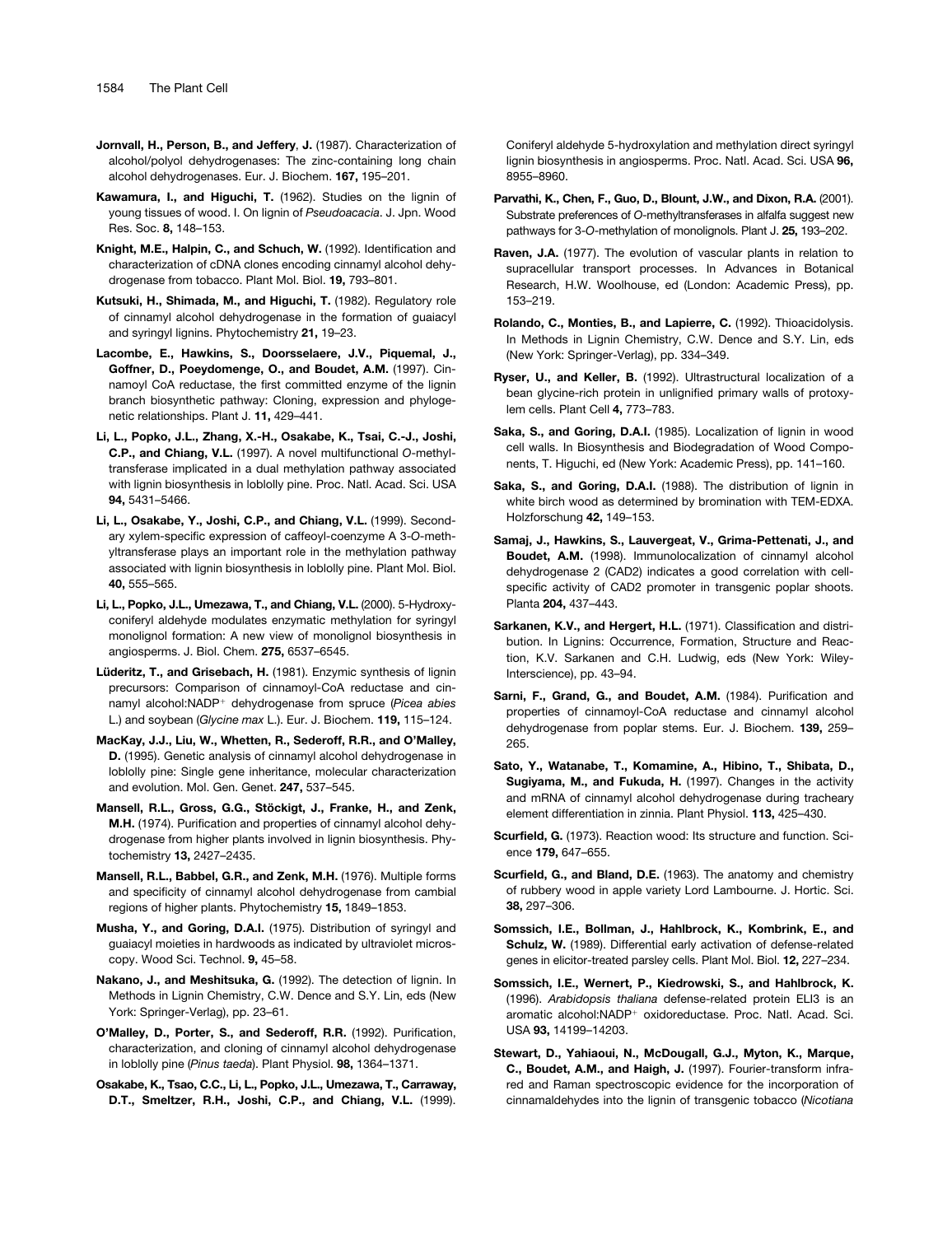**Jornvall, H., Person, B., and Jeffery, J.** (1987). Characterization of alcohol/polyol dehydrogenases: The zinc-containing long chain alcohol dehydrogenases. Eur. J. Biochem. **167,** 195–201.

**Kawamura, I., and Higuchi, T.** (1962). Studies on the lignin of young tissues of wood. I. On lignin of *Pseudoacacia*. J. Jpn. Wood Res. Soc. **8,** 148–153.

**Knight, M.E., Halpin, C., and Schuch, W.** (1992). Identification and characterization of cDNA clones encoding cinnamyl alcohol dehydrogenase from tobacco. Plant Mol. Biol. **19,** 793–801.

**Kutsuki, H., Shimada, M., and Higuchi, T.** (1982). Regulatory role of cinnamyl alcohol dehydrogenase in the formation of guaiacyl and syringyl lignins. Phytochemistry **21,** 19–23.

**Lacombe, E., Hawkins, S., Doorsselaere, J.V., Piquemal, J., Goffner, D., Poeydomenge, O., and Boudet, A.M.** (1997). Cinnamoyl CoA reductase, the first committed enzyme of the lignin branch biosynthetic pathway: Cloning, expression and phylogenetic relationships. Plant J. **11,** 429–441.

**Li, L., Popko, J.L., Zhang, X.-H., Osakabe, K., Tsai, C.-J., Joshi, C.P., and Chiang, V.L.** (1997). A novel multifunctional *O*-methyltransferase implicated in a dual methylation pathway associated with lignin biosynthesis in loblolly pine. Proc. Natl. Acad. Sci. USA **94,** 5431–5466.

**Li, L., Osakabe, Y., Joshi, C.P., and Chiang, V.L.** (1999). Secondary xylem-specific expression of caffeoyl-coenzyme A 3-*O*-methyltransferase plays an important role in the methylation pathway associated with lignin biosynthesis in loblolly pine. Plant Mol. Biol. **40,** 555–565.

**Li, L., Popko, J.L., Umezawa, T., and Chiang, V.L.** (2000). 5-Hydroxyconiferyl aldehyde modulates enzymatic methylation for syringyl monolignol formation: A new view of monolignol biosynthesis in angiosperms. J. Biol. Chem. **275,** 6537–6545.

**Lüderitz, T., and Grisebach, H.** (1981). Enzymic synthesis of lignin precursors: Comparison of cinnamoyl-CoA reductase and cinnamyl alcohol:NADP$^+$ dehydrogenase from spruce (*Picea abies* L.) and soybean (*Glycine max* L.). Eur. J. Biochem. **119,** 115–124.

**MacKay, J.J., Liu, W., Whetten, R., Sederoff, R.R., and O'Malley, D.** (1995). Genetic analysis of cinnamyl alcohol dehydrogenase in loblolly pine: Single gene inheritance, molecular characterization and evolution. Mol. Gen. Genet. **247,** 537–545.

**Mansell, R.L., Gross, G.G., Stöckigt, J., Franke, H., and Zenk, M.H.** (1974). Purification and properties of cinnamyl alcohol dehydrogenase from higher plants involved in lignin biosynthesis. Phytochemistry **13,** 2427–2435.

**Mansell, R.L., Babbel, G.R., and Zenk, M.H.** (1976). Multiple forms and specificity of cinnamyl alcohol dehydrogenase from cambial regions of higher plants. Phytochemistry **15,** 1849–1853.

**Musha, Y., and Goring, D.A.I.** (1975). Distribution of syringyl and guaiacyl moieties in hardwoods as indicated by ultraviolet microscopy. Wood Sci. Technol. **9,** 45–58.

**Nakano, J., and Meshitsuka, G.** (1992). The detection of lignin. In Methods in Lignin Chemistry, C.W. Dence and S.Y. Lin, eds (New York: Springer-Verlag), pp. 23–61.

**O'Malley, D., Porter, S., and Sederoff, R.R.** (1992). Purification, characterization, and cloning of cinnamyl alcohol dehydrogenase in loblolly pine (*Pinus taeda*). Plant Physiol. **98,** 1364–1371.

**Osakabe, K., Tsao, C.C., Li, L., Popko, J.L., Umezawa, T., Carraway, D.T., Smeltzer, R.H., Joshi, C.P., and Chiang, V.L.** (1999). Coniferyl aldehyde 5-hydroxylation and methylation direct syringyl lignin biosynthesis in angiosperms. Proc. Natl. Acad. Sci. USA **96,** 8955–8960.

**Parvathi, K., Chen, F., Guo, D., Blount, J.W., and Dixon, R.A.** (2001). Substrate preferences of *O*-methyltransferases in alfalfa suggest new pathways for 3-*O*-methylation of monolignols. Plant J. **25,** 193–202.

**Raven, J.A.** (1977). The evolution of vascular plants in relation to supracellular transport processes. In Advances in Botanical Research, H.W. Woolhouse, ed (London: Academic Press), pp. 153–219.

**Rolando, C., Monties, B., and Lapierre, C.** (1992). Thioacidolysis. In Methods in Lignin Chemistry, C.W. Dence and S.Y. Lin, eds (New York: Springer-Verlag), pp. 334–349.

**Ryser, U., and Keller, B.** (1992). Ultrastructural localization of a bean glycine-rich protein in unlignified primary walls of protoxylem cells. Plant Cell **4,** 773–783.

**Saka, S., and Goring, D.A.I.** (1985). Localization of lignin in wood cell walls. In Biosynthesis and Biodegradation of Wood Components, T. Higuchi, ed (New York: Academic Press), pp. 141–160.

**Saka, S., and Goring, D.A.I.** (1988). The distribution of lignin in white birch wood as determined by bromination with TEM-EDXA. Holzforschung **42,** 149–153.

**Samaj, J., Hawkins, S., Lauvergeat, V., Grima-Pettenati, J., and Boudet, A.M.** (1998). Immunolocalization of cinnamyl alcohol dehydrogenase 2 (CAD2) indicates a good correlation with cell-specific activity of CAD2 promoter in transgenic poplar shoots. Planta **204,** 437–443.

**Sarkanen, K.V., and Hergert, H.L.** (1971). Classification and distribution. In Lignins: Occurrence, Formation, Structure and Reaction, K.V. Sarkanen and C.H. Ludwig, eds (New York: Wiley-Interscience), pp. 43–94.

**Sarni, F., Grand, G., and Boudet, A.M.** (1984). Purification and properties of cinnamoyl-CoA reductase and cinnamyl alcohol dehydrogenase from poplar stems. Eur. J. Biochem. **139,** 259–265.

**Sato, Y., Watanabe, T., Komamine, A., Hibino, T., Shibata, D., Sugiyama, M., and Fukuda, H.** (1997). Changes in the activity and mRNA of cinnamyl alcohol dehydrogenase during tracheary element differentiation in zinnia. Plant Physiol. **113,** 425–430.

**Scurfield, G.** (1973). Reaction wood: Its structure and function. Science **179,** 647–655.

**Scurfield, G., and Bland, D.E.** (1963). The anatomy and chemistry of rubbery wood in apple variety Lord Lambourne. J. Hortic. Sci. **38,** 297–306.

**Somssich, I.E., Bollman, J., Hahlbrock, K., Kombrink, E., and Schulz, W.** (1989). Differential early activation of defense-related genes in elicitor-treated parsley cells. Plant Mol. Biol. **12,** 227–234.

**Somssich, I.E., Wernert, P., Kiedrowski, S., and Hahlbrock, K.** (1996). *Arabidopsis thaliana* defense-related protein ELI3 is an aromatic alcohol:NADP$^+$ oxidoreductase. Proc. Natl. Acad. Sci. USA **93,** 14199–14203.

**Stewart, D., Yahiaoui, N., McDougall, G.J., Myton, K., Marque, C., Boudet, A.M., and Haigh, J.** (1997). Fourier-transform infrared and Raman spectroscopic evidence for the incorporation of cinnamaldehydes into the lignin of transgenic tobacco (*Nicotiana*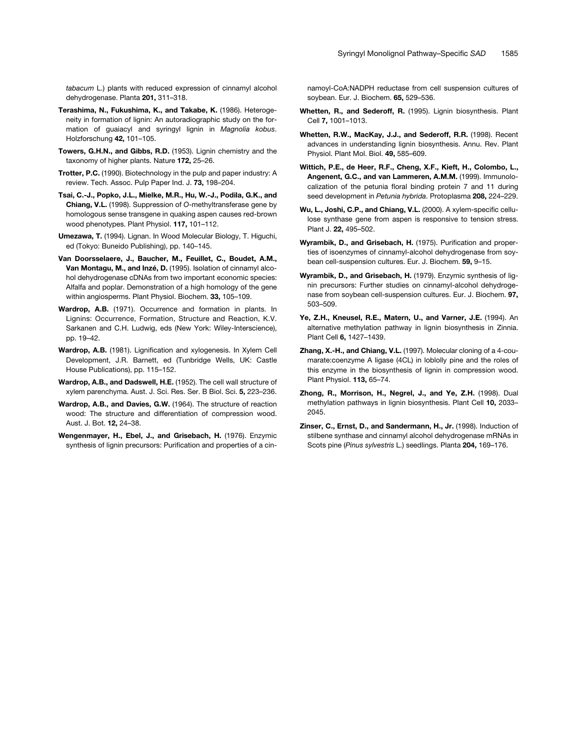*tabacum* L.) plants with reduced expression of cinnamyl alcohol dehydrogenase. Planta **201,** 311–318.

**Terashima, N., Fukushima, K., and Takabe, K.** (1986). Heterogeneity in formation of lignin: An autoradiographic study on the formation of guaiacyl and syringyl lignin in *Magnolia kobus*. Holzforschung **42,** 101–105.

**Towers, G.H.N., and Gibbs, R.D.** (1953). Lignin chemistry and the taxonomy of higher plants. Nature **172,** 25–26.

**Trotter, P.C.** (1990). Biotechnology in the pulp and paper industry: A review. Tech. Assoc. Pulp Paper Ind. J. **73,** 198–204.

**Tsai, C.-J., Popko, J.L., Mielke, M.R., Hu, W.-J., Podila, G.K., and Chiang, V.L.** (1998). Suppression of *O*-methyltransferase gene by homologous sense transgene in quaking aspen causes red-brown wood phenotypes. Plant Physiol. **117,** 101–112.

**Umezawa, T.** (1994). Lignan. In Wood Molecular Biology, T. Higuchi, ed (Tokyo: Buneido Publishing), pp. 140–145.

**Van Doorsselaere, J., Baucher, M., Feuillet, C., Boudet, A.M., Van Montagu, M., and Inzé, D.** (1995). Isolation of cinnamyl alcohol dehydrogenase cDNAs from two important economic species: Alfalfa and poplar. Demonstration of a high homology of the gene within angiosperms. Plant Physiol. Biochem. **33,** 105–109.

**Wardrop, A.B.** (1971). Occurrence and formation in plants. In Lignins: Occurrence, Formation, Structure and Reaction, K.V. Sarkanen and C.H. Ludwig, eds (New York: Wiley-Interscience), pp. 19–42.

**Wardrop, A.B.** (1981). Lignification and xylogenesis. In Xylem Cell Development, J.R. Barnett, ed (Tunbridge Wells, UK: Castle House Publications), pp. 115–152.

**Wardrop, A.B., and Dadswell, H.E.** (1952). The cell wall structure of xylem parenchyma. Aust. J. Sci. Res. Ser. B Biol. Sci. **5,** 223–236.

**Wardrop, A.B., and Davies, G.W.** (1964). The structure of reaction wood: The structure and differentiation of compression wood. Aust. J. Bot. **12,** 24–38.

**Wengenmayer, H., Ebel, J., and Grisebach, H.** (1976). Enzymic synthesis of lignin precursors: Purification and properties of a cinnamoyl-CoA:NADPH reductase from cell suspension cultures of soybean. Eur. J. Biochem. **65,** 529–536.

**Whetten, R., and Sederoff, R.** (1995). Lignin biosynthesis. Plant Cell **7,** 1001–1013.

**Whetten, R.W., MacKay, J.J., and Sederoff, R.R.** (1998). Recent advances in understanding lignin biosynthesis. Annu. Rev. Plant Physiol. Plant Mol. Biol. **49,** 585–609.

**Wittich, P.E., de Heer, R.F., Cheng, X.F., Kieft, H., Colombo, L., Angenent, G.C., and van Lammeren, A.M.M.** (1999). Immunolocalization of the petunia floral binding protein 7 and 11 during seed development in *Petunia hybrida*. Protoplasma **208,** 224–229.

**Wu, L., Joshi, C.P., and Chiang, V.L.** (2000). A xylem-specific cellulose synthase gene from aspen is responsive to tension stress. Plant J. **22,** 495–502.

**Wyrambik, D., and Grisebach, H.** (1975). Purification and properties of isoenzymes of cinnamyl-alcohol dehydrogenase from soybean cell-suspension cultures. Eur. J. Biochem. **59,** 9–15.

**Wyrambik, D., and Grisebach, H.** (1979). Enzymic synthesis of lignin precursors: Further studies on cinnamyl-alcohol dehydrogenase from soybean cell-suspension cultures. Eur. J. Biochem. **97,** 503–509.

**Ye, Z.H., Kneusel, R.E., Matern, U., and Varner, J.E.** (1994). An alternative methylation pathway in lignin biosynthesis in Zinnia. Plant Cell **6,** 1427–1439.

**Zhang, X.-H., and Chiang, V.L.** (1997). Molecular cloning of a 4-coumarate:coenzyme A ligase (4CL) in loblolly pine and the roles of this enzyme in the biosynthesis of lignin in compression wood. Plant Physiol. **113,** 65–74.

**Zhong, R., Morrison, H., Negrel, J., and Ye, Z.H.** (1998). Dual methylation pathways in lignin biosynthesis. Plant Cell **10,** 2033–2045.

**Zinser, C., Ernst, D., and Sandermann, H., Jr.** (1998). Induction of stilbene synthase and cinnamyl alcohol dehydrogenase mRNAs in Scots pine (*Pinus sylvestris* L.) seedlings. Planta **204,** 169–176.